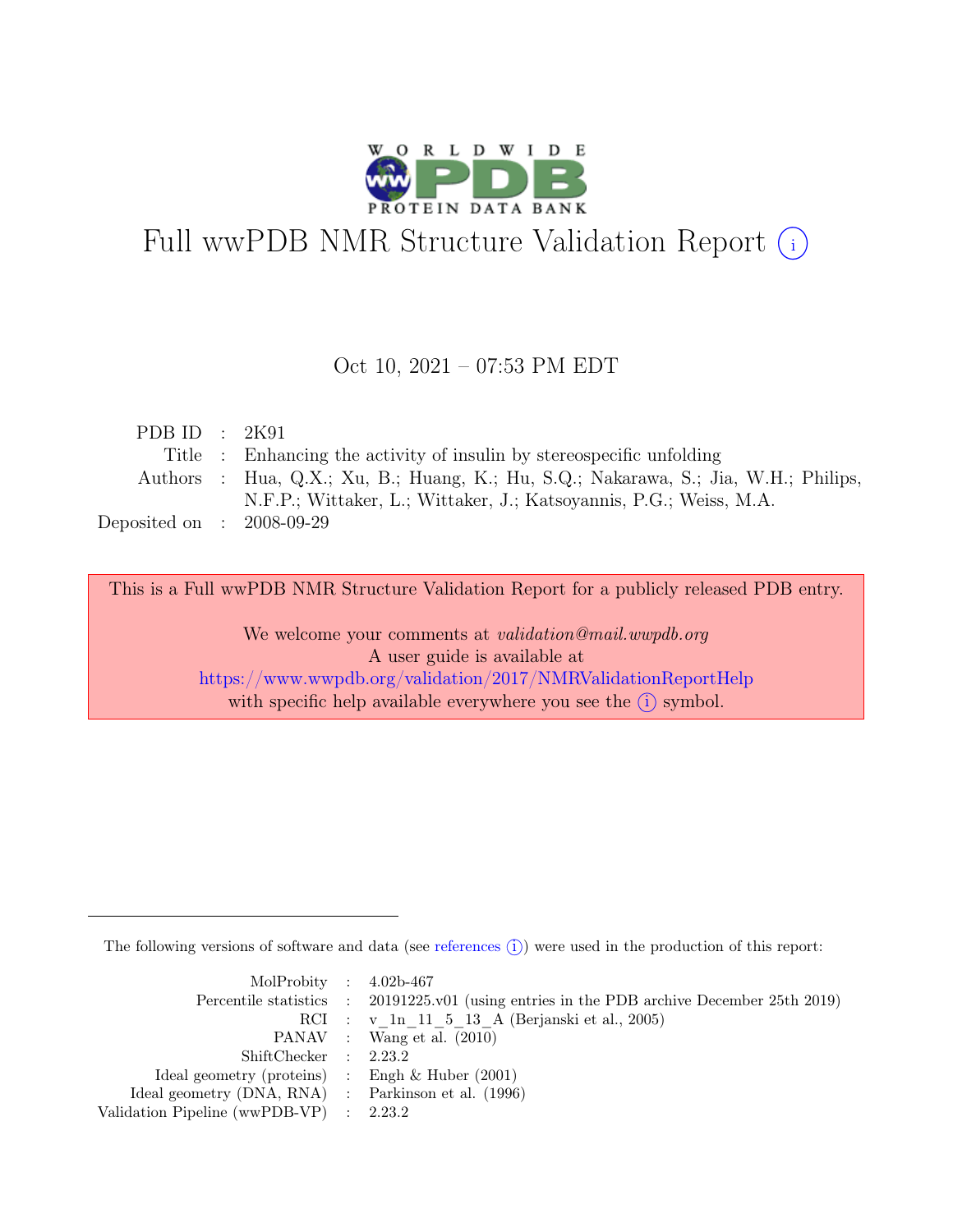# Full wwPDB NMR Structure Validation Report (i)

Oct 10, 2021 – 07:53 PM EDT

| | | |
|---|---|---|
| PDB ID | : | 2K91 |
| Title | : | Enhancing the activity of insulin by stereospecific unfolding |
| Authors | : | Hua, Q.X.; Xu, B.; Huang, K.; Hu, S.Q.; Nakarawa, S.; Jia, W.H.; Philips, N.F.P.; Wittaker, L.; Wittaker, J.; Katsoyannis, P.G.; Weiss, M.A. |
| Deposited on | : | 2008-09-29 |

This is a Full wwPDB NMR Structure Validation Report for a publicly released PDB entry.

We welcome your comments at *validation@mail.wwpdb.org*
A user guide is available at
https://www.wwpdb.org/validation/2017/NMRValidationReportHelp
with specific help available everywhere you see the (i) symbol.

The following versions of software and data (see references (i)) were used in the production of this report:

| | | |
|---|---|---|
| MolProbity | : | 4.02b-467 |
| Percentile statistics | : | 20191225.v01 (using entries in the PDB archive December 25th 2019) |
| RCI | : | v_1n_11_5_13_A (Berjanski et al., 2005) |
| PANAV | : | Wang et al. (2010) |
| ShiftChecker | : | 2.23.2 |
| Ideal geometry (proteins) | : | Engh & Huber (2001) |
| Ideal geometry (DNA, RNA) | : | Parkinson et al. (1996) |
| Validation Pipeline (wwPDB-VP) | : | 2.23.2 |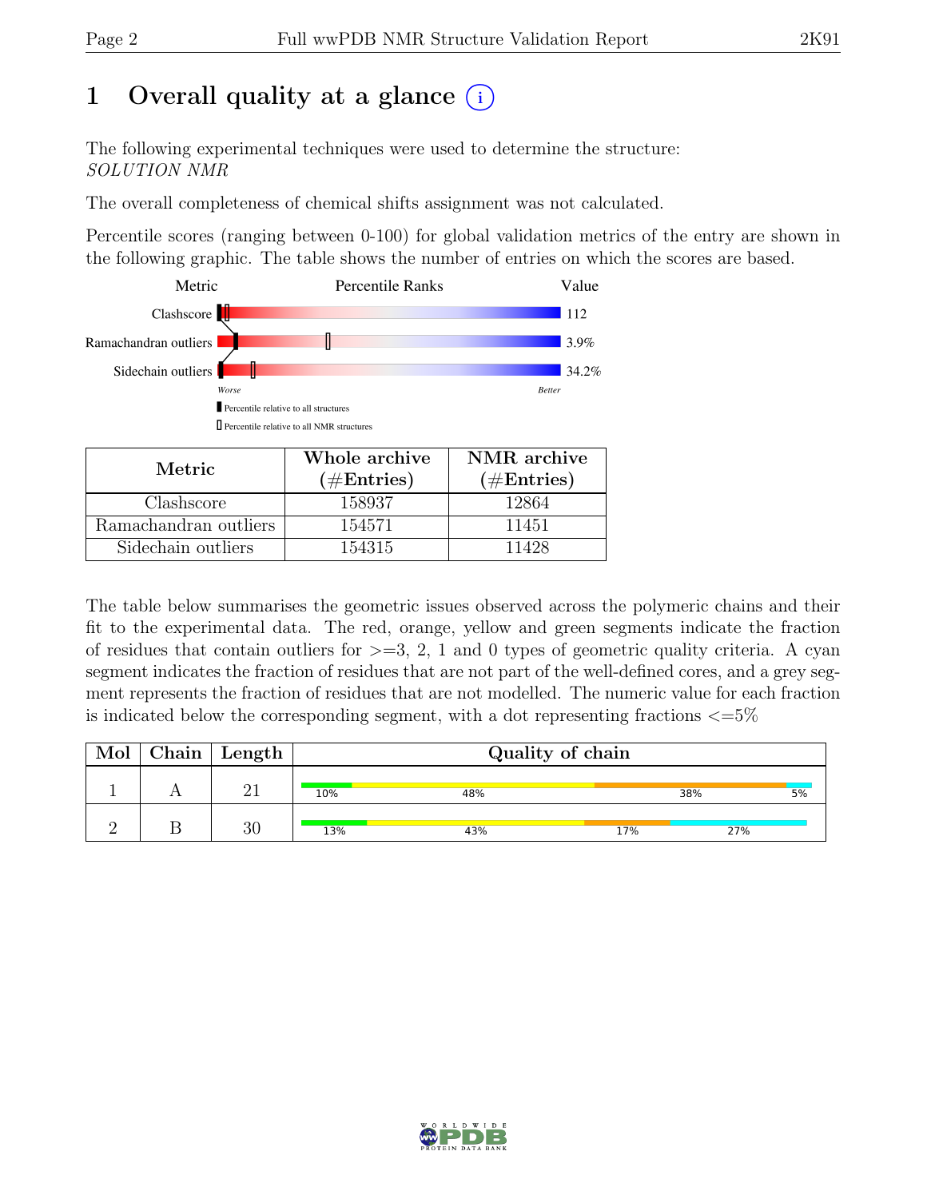# 1 Overall quality at a glance (i)

The following experimental techniques were used to determine the structure:
*SOLUTION NMR*

The overall completeness of chemical shifts assignment was not calculated.

Percentile scores (ranging between 0-100) for global validation metrics of the entry are shown in the following graphic. The table shows the number of entries on which the scores are based.

| Metric | Value |
|---|---|
| Clashscore | 112 |
| Ramachandran outliers | 3.9% |
| Sidechain outliers | 34.2% |

Worse — Better

▮ Percentile relative to all structures

▯ Percentile relative to all NMR structures

| Metric | Whole archive (#Entries) | NMR archive (#Entries) |
|---|---|---|
| Clashscore | 158937 | 12864 |
| Ramachandran outliers | 154571 | 11451 |
| Sidechain outliers | 154315 | 11428 |

The table below summarises the geometric issues observed across the polymeric chains and their fit to the experimental data. The red, orange, yellow and green segments indicate the fraction of residues that contain outliers for >=3, 2, 1 and 0 types of geometric quality criteria. A cyan segment indicates the fraction of residues that are not part of the well-defined cores, and a grey segment represents the fraction of residues that are not modelled. The numeric value for each fraction is indicated below the corresponding segment, with a dot representing fractions <=5%

| Mol | Chain | Length | Quality of chain |
|---|---|---|---|
| 1 | A | 21 | 10% 48% 38% 5% |
| 2 | B | 30 | 13% 43% 17% 27% |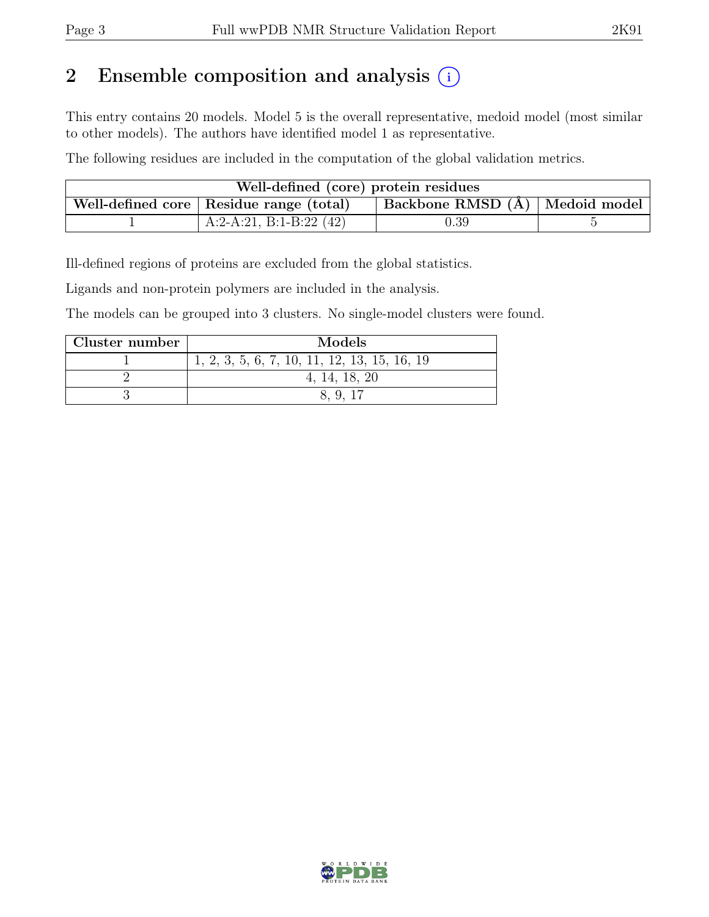## 2 Ensemble composition and analysis

This entry contains 20 models. Model 5 is the overall representative, medoid model (most similar to other models). The authors have identified model 1 as representative.

The following residues are included in the computation of the global validation metrics.

| Well-defined (core) protein residues | | | |
|---|---|---|---|
| Well-defined core | Residue range (total) | Backbone RMSD (Å) | Medoid model |
| 1 | A:2-A:21, B:1-B:22 (42) | 0.39 | 5 |

Ill-defined regions of proteins are excluded from the global statistics.

Ligands and non-protein polymers are included in the analysis.

The models can be grouped into 3 clusters. No single-model clusters were found.

| Cluster number | Models |
|---|---|
| 1 | 1, 2, 3, 5, 6, 7, 10, 11, 12, 13, 15, 16, 19 |
| 2 | 4, 14, 18, 20 |
| 3 | 8, 9, 17 |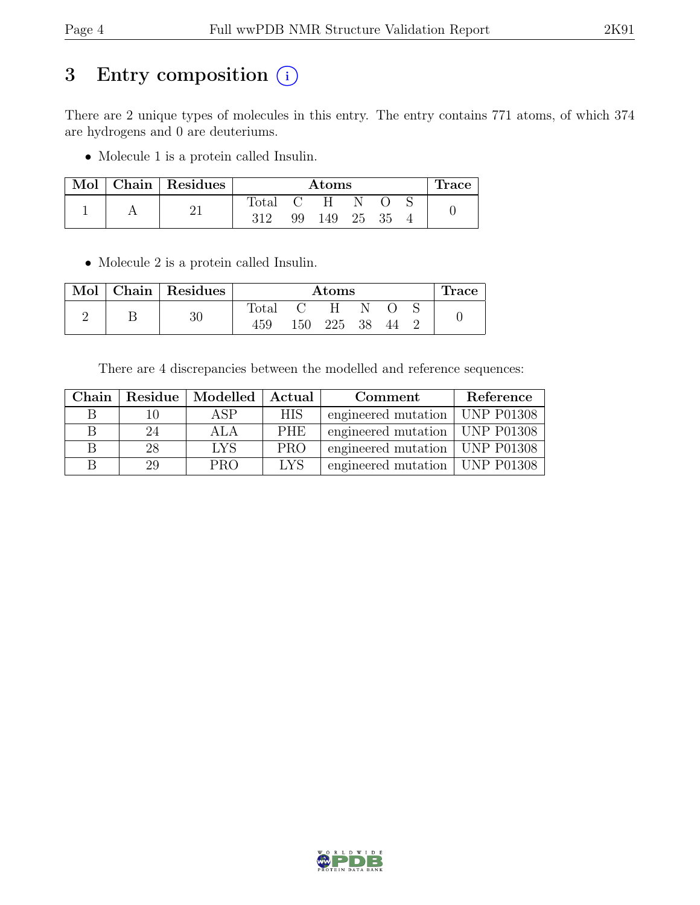# 3 Entry composition (i)

There are 2 unique types of molecules in this entry. The entry contains 771 atoms, of which 374 are hydrogens and 0 are deuteriums.

- Molecule 1 is a protein called Insulin.

| Mol | Chain | Residues | Atoms | | | | | | Trace |
|---|---|---|---|---|---|---|---|---|---|
| | | | Total | C | H | N | O | S | |
| 1 | A | 21 | 312 | 99 | 149 | 25 | 35 | 4 | 0 |

- Molecule 2 is a protein called Insulin.

| Mol | Chain | Residues | Atoms | | | | | | Trace |
|---|---|---|---|---|---|---|---|---|---|
| | | | Total | C | H | N | O | S | |
| 2 | B | 30 | 459 | 150 | 225 | 38 | 44 | 2 | 0 |

There are 4 discrepancies between the modelled and reference sequences:

| Chain | Residue | Modelled | Actual | Comment | Reference |
|---|---|---|---|---|---|
| B | 10 | ASP | HIS | engineered mutation | UNP P01308 |
| B | 24 | ALA | PHE | engineered mutation | UNP P01308 |
| B | 28 | LYS | PRO | engineered mutation | UNP P01308 |
| B | 29 | PRO | LYS | engineered mutation | UNP P01308 |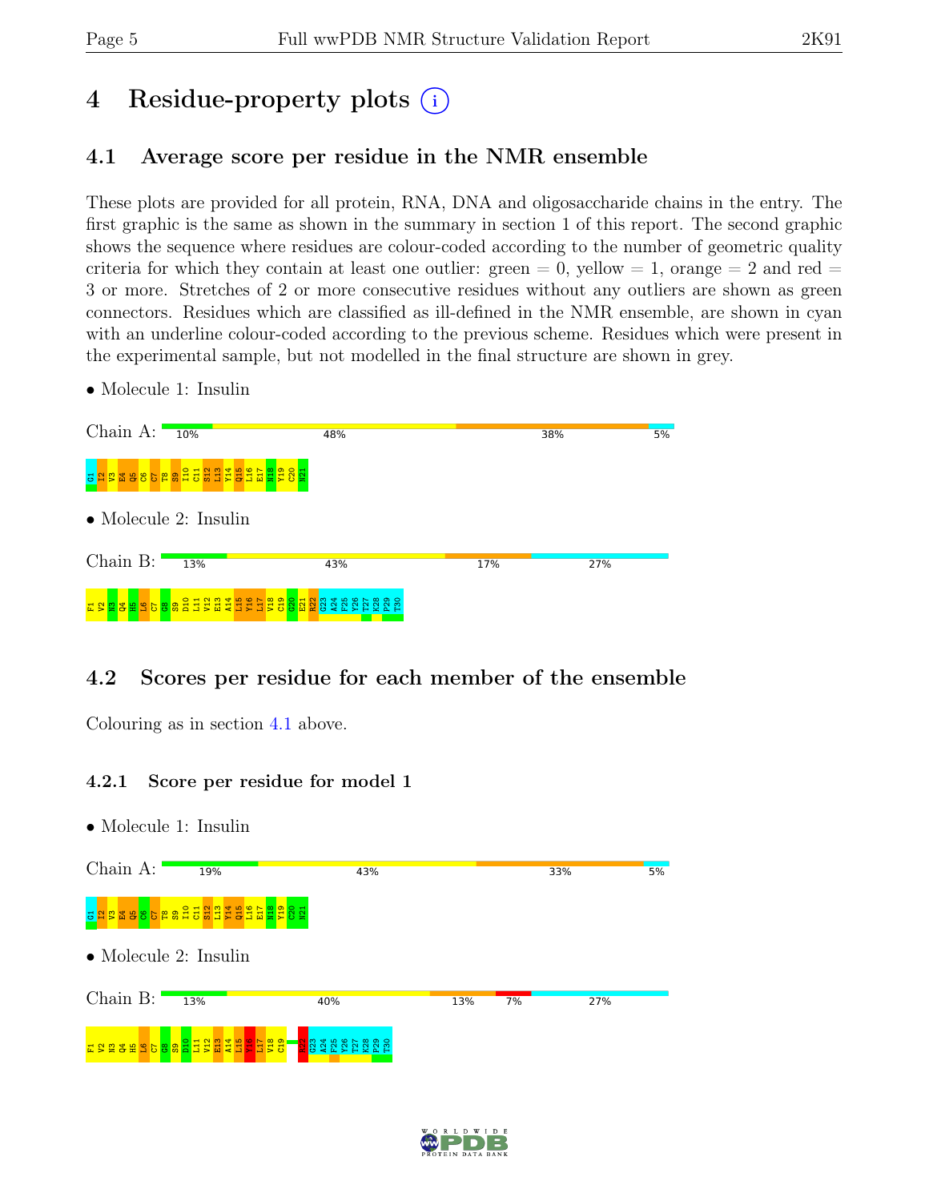# 4 Residue-property plots

## 4.1 Average score per residue in the NMR ensemble

These plots are provided for all protein, RNA, DNA and oligosaccharide chains in the entry. The first graphic is the same as shown in the summary in section 1 of this report. The second graphic shows the sequence where residues are colour-coded according to the number of geometric quality criteria for which they contain at least one outlier: green = 0, yellow = 1, orange = 2 and red = 3 or more. Stretches of 2 or more consecutive residues without any outliers are shown as green connectors. Residues which are classified as ill-defined in the NMR ensemble, are shown in cyan with an underline colour-coded according to the previous scheme. Residues which were present in the experimental sample, but not modelled in the final structure are shown in grey.

- Molecule 1: Insulin

Chain A: 10% 48% 38% 5%

G1 I2 V3 E4 Q5 C6 C7 T8 S9 I10 C11 S12 L13 Y14 Q15 L16 E17 N18 Y19 C20 N21

- Molecule 2: Insulin

Chain B: 13% 43% 17% 27%

F1 V2 N3 Q4 H5 L6 C7 G8 S9 D10 L11 V12 E13 A14 L15 Y16 L17 V18 C19 G20 E21 R22 G23 A24 F25 Y26 T27 K28 P29 T30

## 4.2 Scores per residue for each member of the ensemble

Colouring as in section 4.1 above.

### 4.2.1 Score per residue for model 1

- Molecule 1: Insulin

Chain A: 19% 43% 33% 5%

G1 I2 V3 E4 Q5 C6 C7 T8 S9 I10 C11 S12 L13 Y14 Q15 L16 E17 N18 Y19 C20 N21

- Molecule 2: Insulin

Chain B: 13% 40% 13% 7% 27%

F1 V2 N3 Q4 H5 L6 C7 G8 S9 D10 L11 V12 E13 A14 L15 Y16 L17 V18 C19 R22 G23 A24 F25 Y26 T27 K28 P29 T30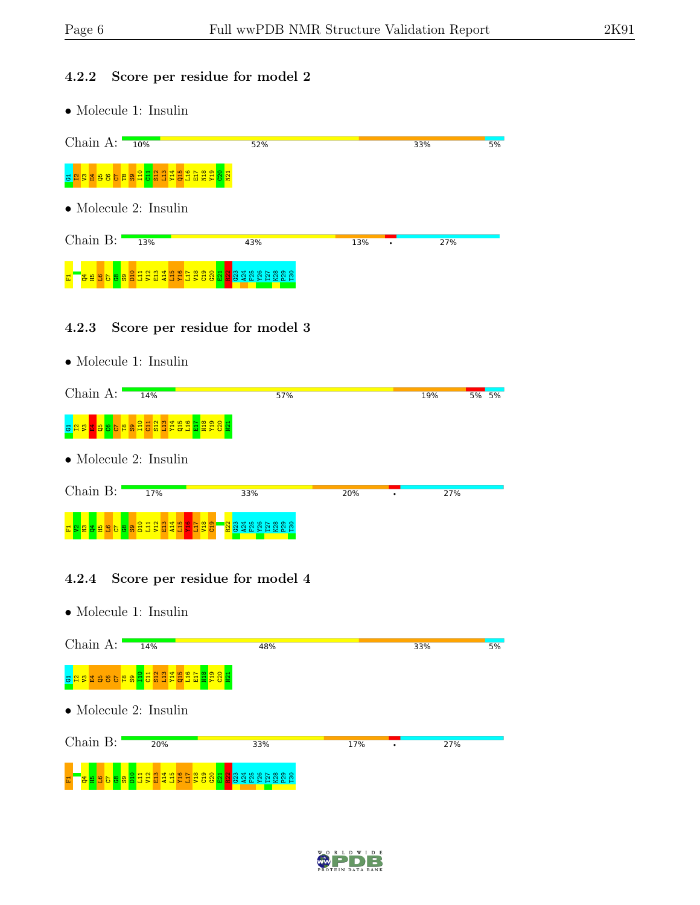### 4.2.2 Score per residue for model 2

• Molecule 1: Insulin

Chain A: 10% 52% 33% 5%

G1 I2 V3 E4 Q5 C6 C7 T8 S9 I10 C11 S12 L13 Y14 Q15 L16 E17 N18 Y19 C20 N21

• Molecule 2: Insulin

Chain B: 13% 43% 13% • 27%

F1 Q4 H5 L6 C7 G8 S9 D10 L11 V12 E13 A14 L15 Y16 L17 V18 C19 G20 E21 R22 G23 A24 F25 Y26 T27 K28 P29 T30

### 4.2.3 Score per residue for model 3

• Molecule 1: Insulin

Chain A: 14% 57% 19% 5% 5%

G1 I2 V3 E4 Q5 C6 C7 T8 S9 I10 C11 S12 L13 Y14 Q15 L16 E17 N18 Y19 C20 N21

• Molecule 2: Insulin

Chain B: 17% 33% 20% • 27%

F1 V2 N3 Q4 H5 L6 C7 G8 S9 D10 L11 V12 E13 A14 L15 Y16 L17 V18 C19 R22 G23 A24 F25 Y26 T27 K28 P29 T30

### 4.2.4 Score per residue for model 4

• Molecule 1: Insulin

Chain A: 14% 48% 33% 5%

G1 I2 V3 E4 Q5 C6 C7 T8 S9 I10 C11 S12 L13 Y14 Q15 L16 E17 N18 Y19 C20 N21

• Molecule 2: Insulin

Chain B: 20% 33% 17% • 27%

F1 Q4 H5 L6 C7 G8 S9 D10 L11 V12 E13 A14 L15 Y16 L17 V18 C19 G20 E21 R22 G23 A24 F25 Y26 T27 K28 P29 T30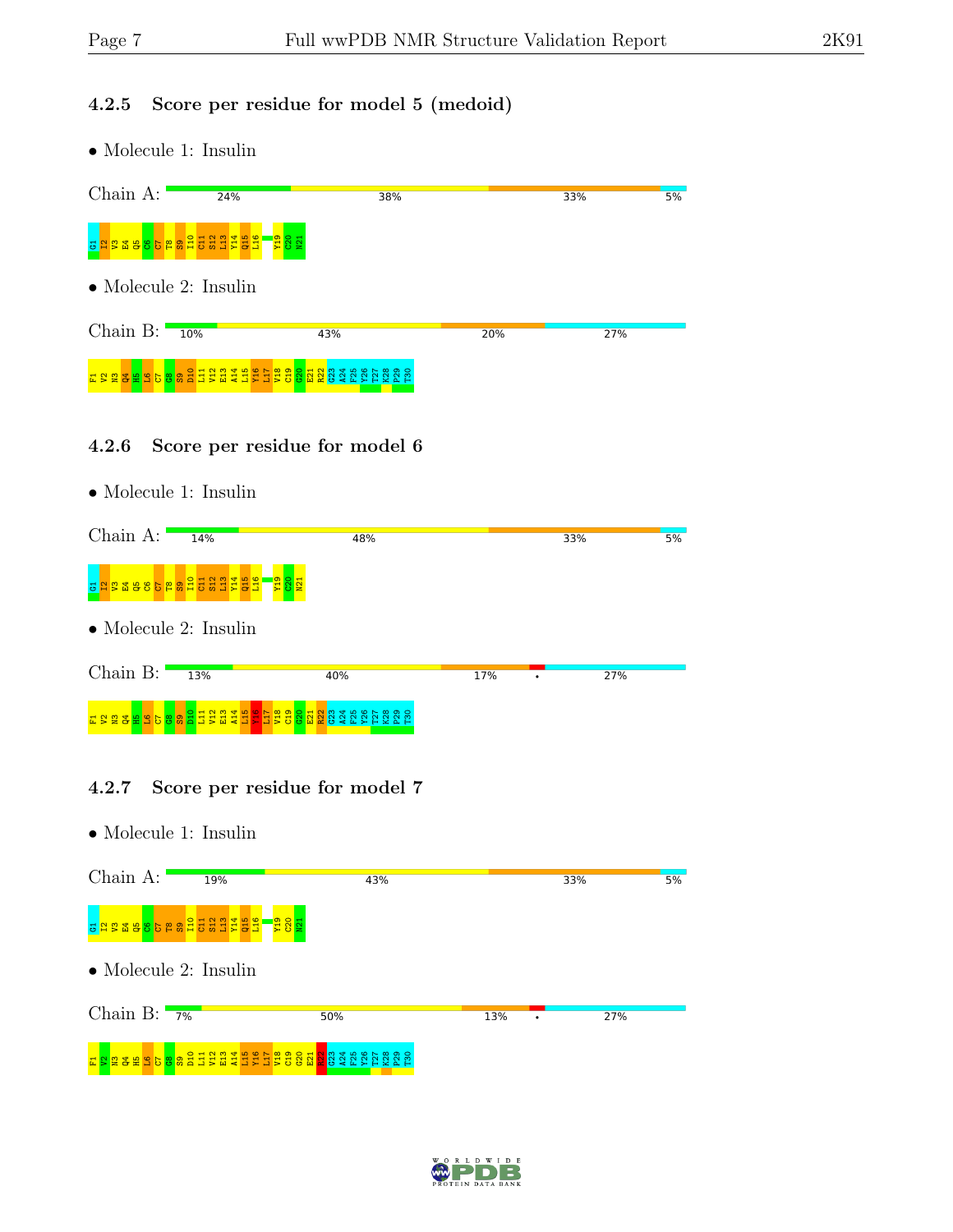### 4.2.5 Score per residue for model 5 (medoid)

- Molecule 1: Insulin

Chain A: 24% 38% 33% 5%

G1 I2 V3 E4 Q5 C6 C7 T8 S9 I10 C11 S12 L13 Y14 Q15 L16 Y19 C20 N21

- Molecule 2: Insulin

Chain B: 10% 43% 20% 27%

F1 V2 N3 Q4 H5 L6 C7 G8 S9 D10 L11 V12 E13 A14 L15 Y16 L17 V18 C19 G20 E21 R22 G23 A24 F25 Y26 T27 K28 P29 T30

### 4.2.6 Score per residue for model 6

- Molecule 1: Insulin

Chain A: 14% 48% 33% 5%

G1 I2 V3 E4 Q5 C6 C7 T8 S9 I10 C11 S12 L13 Y14 Q15 L16 Y19 C20 N21

- Molecule 2: Insulin

Chain B: 13% 40% 17% • 27%

F1 V2 N3 Q4 H5 L6 C7 G8 S9 D10 L11 V12 E13 A14 L15 Y16 L17 V18 C19 G20 E21 R22 G23 A24 F25 Y26 T27 K28 P29 T30

### 4.2.7 Score per residue for model 7

- Molecule 1: Insulin

Chain A: 19% 43% 33% 5%

G1 I2 V3 E4 Q5 C6 C7 T8 S9 I10 C11 S12 L13 Y14 Q15 L16 Y19 C20 N21

- Molecule 2: Insulin

Chain B: 7% 50% 13% • 27%

F1 V2 N3 Q4 H5 L6 C7 G8 S9 D10 L11 V12 E13 A14 L15 Y16 L17 V18 C19 G20 E21 R22 G23 A24 F25 Y26 T27 K28 P29 T30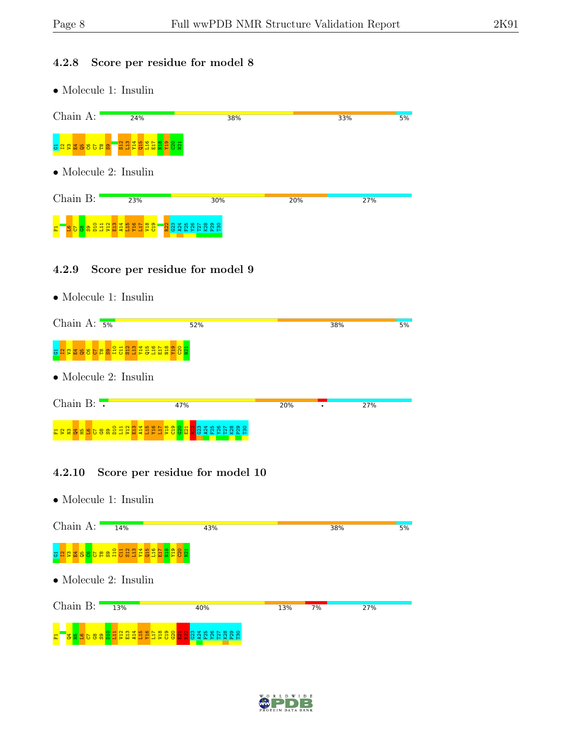### 4.2.8 Score per residue for model 8

- Molecule 1: Insulin

Chain A: 24% | 38% | 33% | 5%

G1 I2 V3 E4 Q5 C6 C7 T8 S9 S12 L13 Y14 Q15 L16 E17 N18 Y19 C20 N21

- Molecule 2: Insulin

Chain B: 23% | 30% | 20% | 27%

F1 L6 C7 G8 S9 D10 L11 V12 E13 A14 L15 Y16 L17 V18 C19 R22 G23 A24 F25 Y26 T27 K28 P29 T30

### 4.2.9 Score per residue for model 9

- Molecule 1: Insulin

Chain A: 5% | 52% | 38% | 5%

G1 I2 V3 E4 Q5 C6 C7 T8 S9 I10 C11 S12 L13 Y14 Q15 L16 E17 N18 Y19 C20 N21

- Molecule 2: Insulin

Chain B: • | 47% | 20% | • | 27%

F1 V2 N3 Q4 H5 L6 C7 G8 S9 D10 L11 V12 E13 A14 L15 Y16 L17 V18 C19 G20 E21 R22 G23 A24 F25 Y26 T27 K28 P29 T30

### 4.2.10 Score per residue for model 10

- Molecule 1: Insulin

Chain A: 14% | 43% | 38% | 5%

G1 I2 V3 E4 Q5 C6 C7 T8 S9 I10 C11 S12 L13 Y14 Q15 L16 E17 N18 Y19 C20 N21

- Molecule 2: Insulin

Chain B: 13% | 40% | 13% | 7% | 27%

F1 Q4 H5 L6 C7 G8 S9 D10 L11 V12 E13 A14 L15 Y16 L17 V18 C19 G20 E21 R22 G23 A24 F25 Y26 T27 K28 P29 T30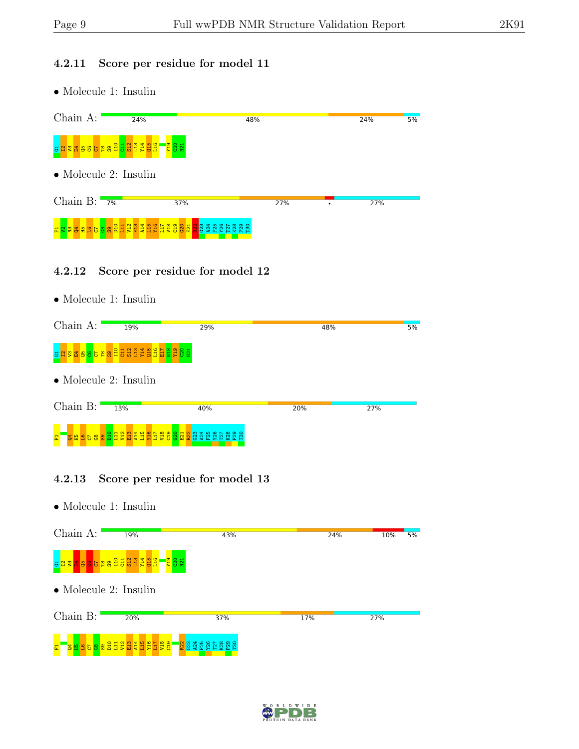### 4.2.11 Score per residue for model 11

- Molecule 1: Insulin

Chain A: 24% | 48% | 24% | 5%

G1 I2 V3 E4 Q5 C6 C7 T8 S9 I10 C11 S12 L13 Y14 Q15 L16 Y19 C20 N21

- Molecule 2: Insulin

Chain B: 7% | 37% | 27% | • | 27%

F1 V2 N3 Q4 H5 L6 C7 G8 S9 D10 L11 V12 E13 A14 L15 Y16 L17 V18 C19 G20 E21 R22 G23 A24 F25 Y26 T27 K28 P29 T30

### 4.2.12 Score per residue for model 12

- Molecule 1: Insulin

Chain A: 19% | 29% | 48% | 5%

G1 I2 V3 E4 Q5 C6 C7 T8 S9 I10 C11 S12 L13 Y14 Q15 L16 E17 N18 Y19 C20 N21

- Molecule 2: Insulin

Chain B: 13% | 40% | 20% | 27%

F1 Q4 H5 L6 C7 G8 S9 D10 L11 V12 E13 A14 L15 Y16 L17 V18 C19 G20 E21 R22 G23 A24 F25 Y26 T27 K28 P29 T30

### 4.2.13 Score per residue for model 13

- Molecule 1: Insulin

Chain A: 19% | 43% | 24% | 10% | 5%

G1 I2 V3 E4 Q5 C6 C7 T8 S9 I10 C11 S12 L13 Y14 Q15 L16 Y19 C20 N21

- Molecule 2: Insulin

Chain B: 20% | 37% | 17% | 27%

F1 Q4 H5 L6 C7 G8 S9 D10 L11 V12 E13 A14 L15 Y16 L17 V18 C19 R22 G23 A24 F25 Y26 T27 K28 P29 T30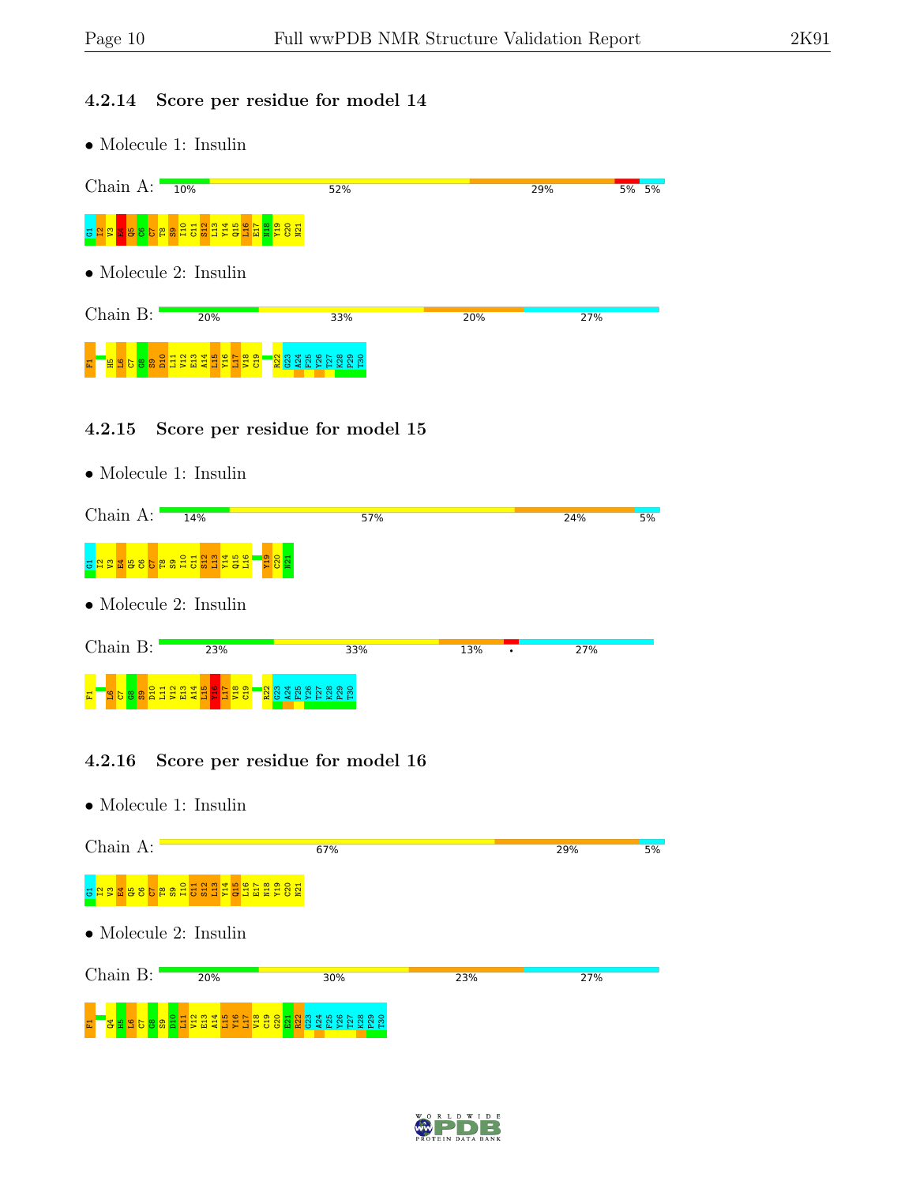### 4.2.14 Score per residue for model 14

- Molecule 1: Insulin

Chain A: 10% | 52% | 29% | 5% | 5%

G1 I2 V3 E4 Q5 C6 C7 T8 S9 I10 C11 S12 L13 Y14 Q15 L16 E17 N18 Y19 C20 N21

- Molecule 2: Insulin

Chain B: 20% | 33% | 20% | 27%

F1 H5 L6 C7 G8 S9 D10 L11 V12 E13 A14 L15 Y16 L17 V18 C19 R22 G23 A24 F25 Y26 T27 K28 P29 T30

### 4.2.15 Score per residue for model 15

- Molecule 1: Insulin

Chain A: 14% | 57% | 24% | 5%

G1 I2 V3 E4 Q5 C6 C7 T8 S9 I10 C11 S12 L13 Y14 Q15 L16 Y19 C20 N21

- Molecule 2: Insulin

Chain B: 23% | 33% | 13% | • | 27%

F1 L6 C7 G8 S9 D10 L11 V12 E13 A14 L15 Y16 L17 V18 C19 R22 G23 A24 F25 Y26 T27 K28 P29 T30

### 4.2.16 Score per residue for model 16

- Molecule 1: Insulin

Chain A: 67% | 29% | 5%

G1 I2 V3 E4 Q5 C6 C7 T8 S9 I10 C11 S12 L13 Y14 Q15 L16 E17 N18 Y19 C20 N21

- Molecule 2: Insulin

Chain B: 20% | 30% | 23% | 27%

F1 Q4 H5 L6 C7 G8 S9 D10 L11 V12 E13 A14 L15 Y16 L17 V18 C19 G20 E21 R22 G23 A24 F25 Y26 T27 K28 P29 T30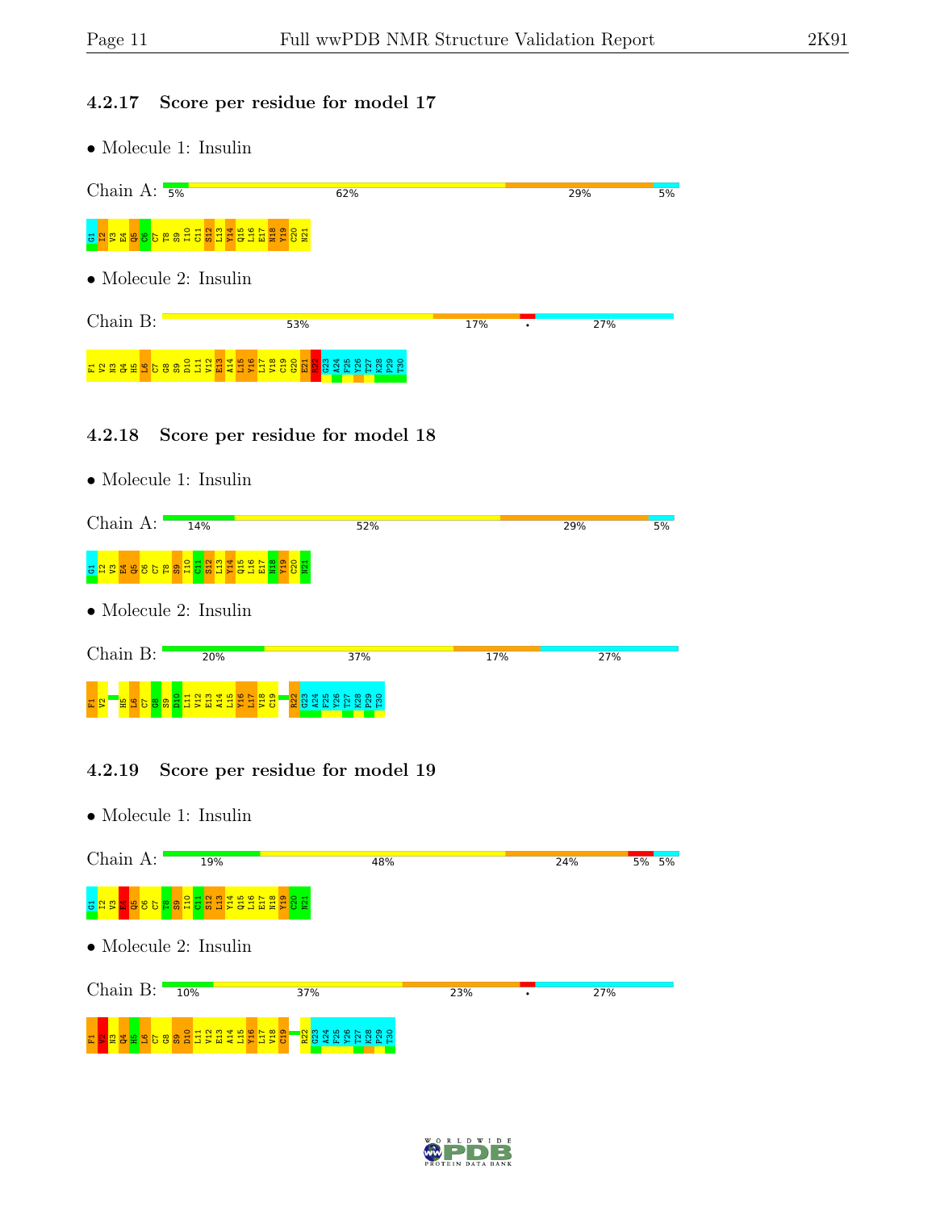### 4.2.17 Score per residue for model 17

- Molecule 1: Insulin

Chain A: 5% | 62% | 29% | 5%

G1 I2 V3 E4 Q5 C6 C7 T8 S9 I10 C11 S12 L13 Y14 Q15 L16 E17 N18 Y19 C20 N21

- Molecule 2: Insulin

Chain B: 53% | 17% | • | 27%

F1 V2 N3 Q4 H5 L6 C7 G8 S9 D10 L11 V12 E13 A14 L15 Y16 L17 V18 C19 G20 E21 R22 G23 A24 F25 Y26 T27 K28 P29 T30

### 4.2.18 Score per residue for model 18

- Molecule 1: Insulin

Chain A: 14% | 52% | 29% | 5%

G1 I2 V3 E4 Q5 C6 C7 T8 S9 I10 C11 S12 L13 Y14 Q15 L16 E17 N18 Y19 C20 N21

- Molecule 2: Insulin

Chain B: 20% | 37% | 17% | 27%

F1 V2 H5 L6 C7 G8 S9 D10 L11 V12 E13 A14 L15 Y16 L17 V18 C19 R22 G23 A24 F25 Y26 T27 K28 P29 T30

### 4.2.19 Score per residue for model 19

- Molecule 1: Insulin

Chain A: 19% | 48% | 24% | 5% | 5%

G1 I2 V3 E4 Q5 C6 C7 T8 S9 I10 C11 S12 L13 Y14 Q15 L16 E17 N18 Y19 C20 N21

- Molecule 2: Insulin

Chain B: 10% | 37% | 23% | • | 27%

F1 V2 N3 Q4 H5 L6 C7 G8 S9 D10 L11 V12 E13 A14 L15 Y16 L17 V18 C19 R22 G23 A24 F25 Y26 T27 K28 P29 T30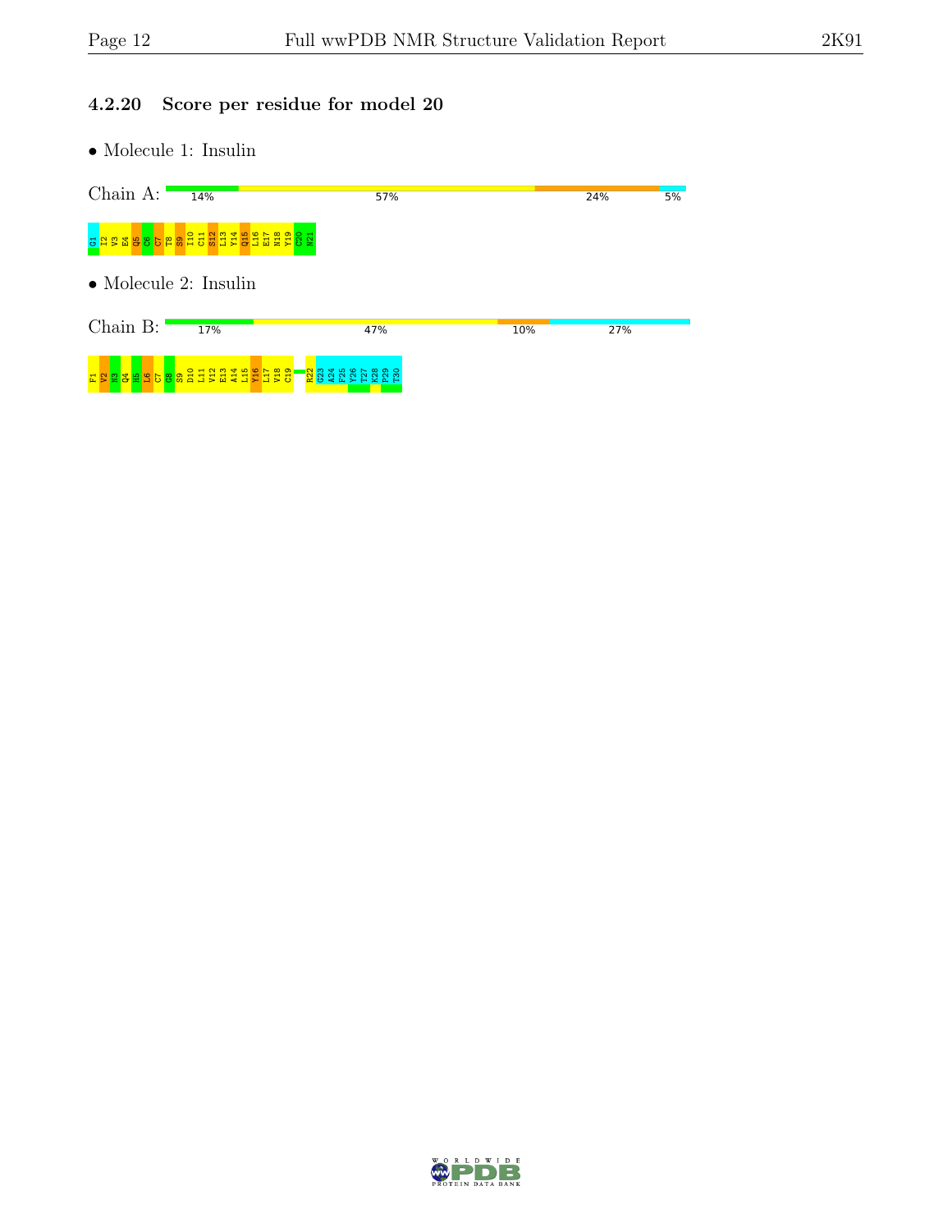### 4.2.20 Score per residue for model 20

- Molecule 1: Insulin

Chain A: 14% 57% 24% 5%

G1 I2 V3 E4 Q5 C6 C7 T8 S9 I10 C11 S12 L13 Y14 Q15 L16 E17 N18 Y19 C20 N21

- Molecule 2: Insulin

Chain B: 17% 47% 10% 27%

F1 V2 N3 Q4 H5 L6 C7 G8 S9 D10 L11 V12 E13 A14 L15 Y16 L17 V18 C19 R22 G23 A24 F25 Y26 T27 K28 P29 T30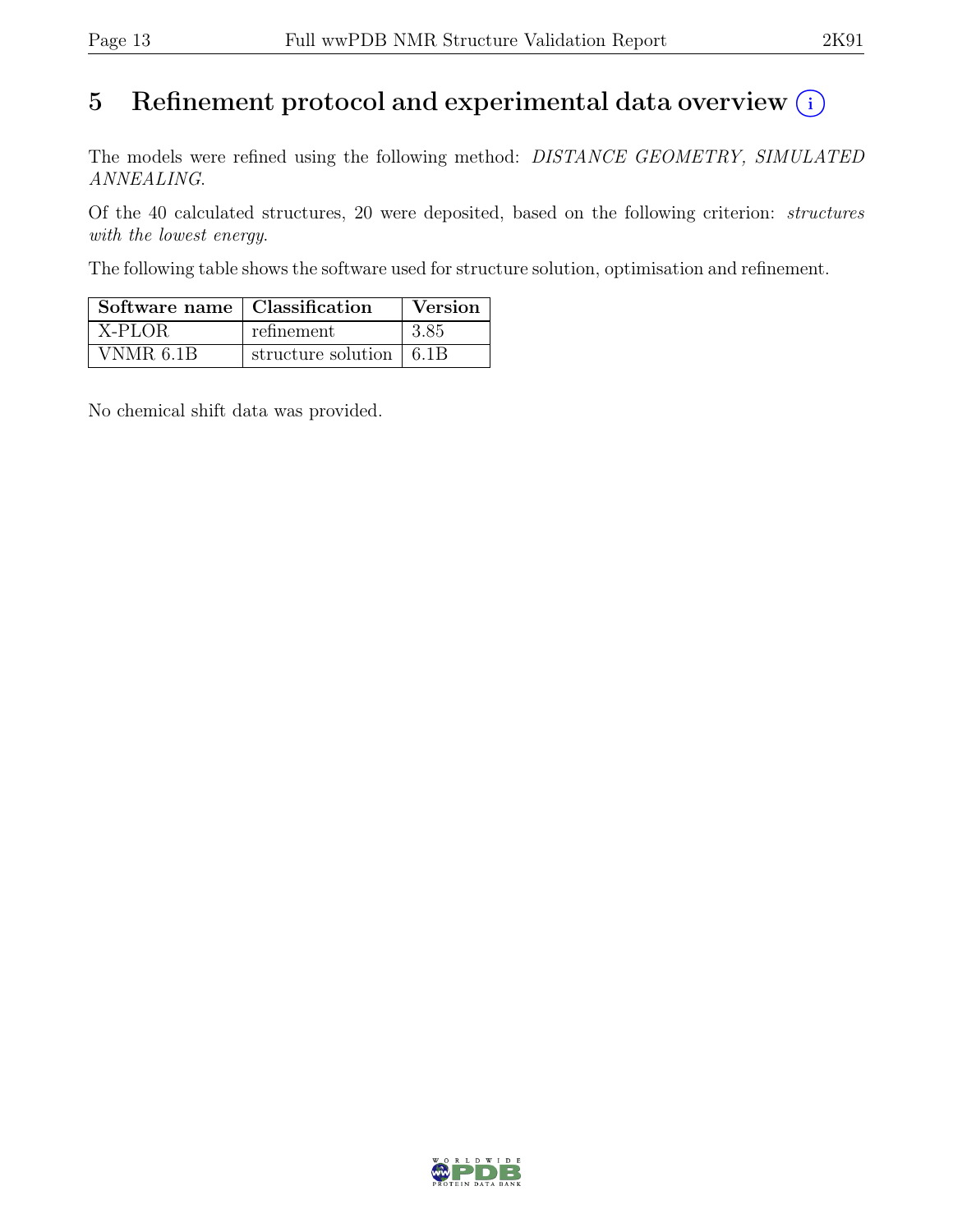# 5 Refinement protocol and experimental data overview (i)

The models were refined using the following method: *DISTANCE GEOMETRY, SIMULATED ANNEALING*.

Of the 40 calculated structures, 20 were deposited, based on the following criterion: *structures with the lowest energy*.

The following table shows the software used for structure solution, optimisation and refinement.

| Software name | Classification | Version |
|---|---|---|
| X-PLOR | refinement | 3.85 |
| VNMR 6.1B | structure solution | 6.1B |

No chemical shift data was provided.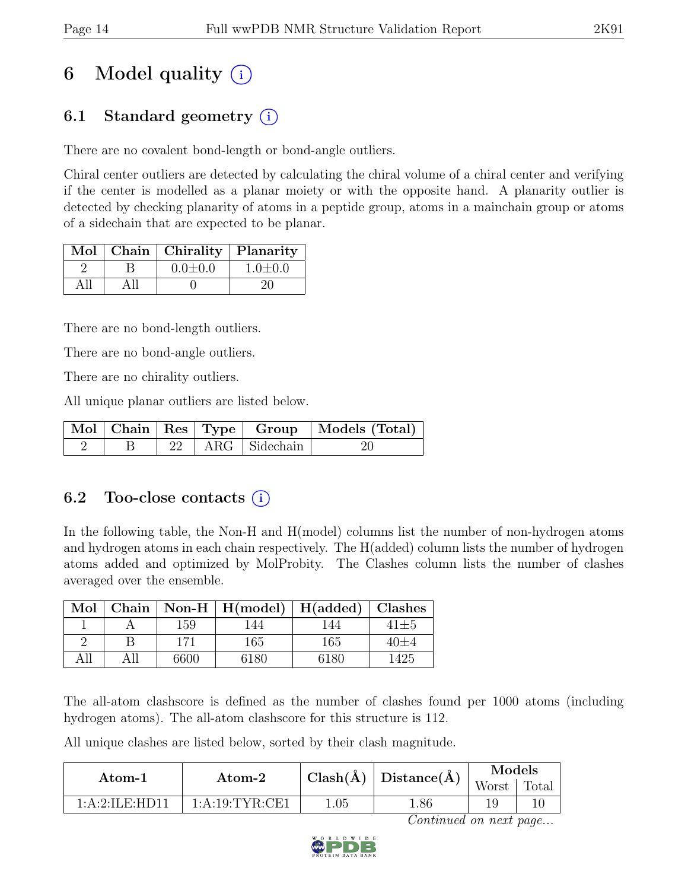# 6 Model quality (i)

## 6.1 Standard geometry (i)

There are no covalent bond-length or bond-angle outliers.

Chiral center outliers are detected by calculating the chiral volume of a chiral center and verifying if the center is modelled as a planar moiety or with the opposite hand. A planarity outlier is detected by checking planarity of atoms in a peptide group, atoms in a mainchain group or atoms of a sidechain that are expected to be planar.

| Mol | Chain | Chirality | Planarity |
|---|---|---|---|
| 2 | B | 0.0±0.0 | 1.0±0.0 |
| All | All | 0 | 20 |

There are no bond-length outliers.

There are no bond-angle outliers.

There are no chirality outliers.

All unique planar outliers are listed below.

| Mol | Chain | Res | Type | Group | Models (Total) |
|---|---|---|---|---|---|
| 2 | B | 22 | ARG | Sidechain | 20 |

## 6.2 Too-close contacts (i)

In the following table, the Non-H and H(model) columns list the number of non-hydrogen atoms and hydrogen atoms in each chain respectively. The H(added) column lists the number of hydrogen atoms added and optimized by MolProbity. The Clashes column lists the number of clashes averaged over the ensemble.

| Mol | Chain | Non-H | H(model) | H(added) | Clashes |
|---|---|---|---|---|---|
| 1 | A | 159 | 144 | 144 | 41±5 |
| 2 | B | 171 | 165 | 165 | 40±4 |
| All | All | 6600 | 6180 | 6180 | 1425 |

The all-atom clashscore is defined as the number of clashes found per 1000 atoms (including hydrogen atoms). The all-atom clashscore for this structure is 112.

All unique clashes are listed below, sorted by their clash magnitude.

| Atom-1 | Atom-2 | Clash(Å) | Distance(Å) | Models | |
|---|---|---|---|---|---|
| | | | | Worst | Total |
| 1:A:2:ILE:HD11 | 1:A:19:TYR:CE1 | 1.05 | 1.86 | 19 | 10 |

*Continued on next page...*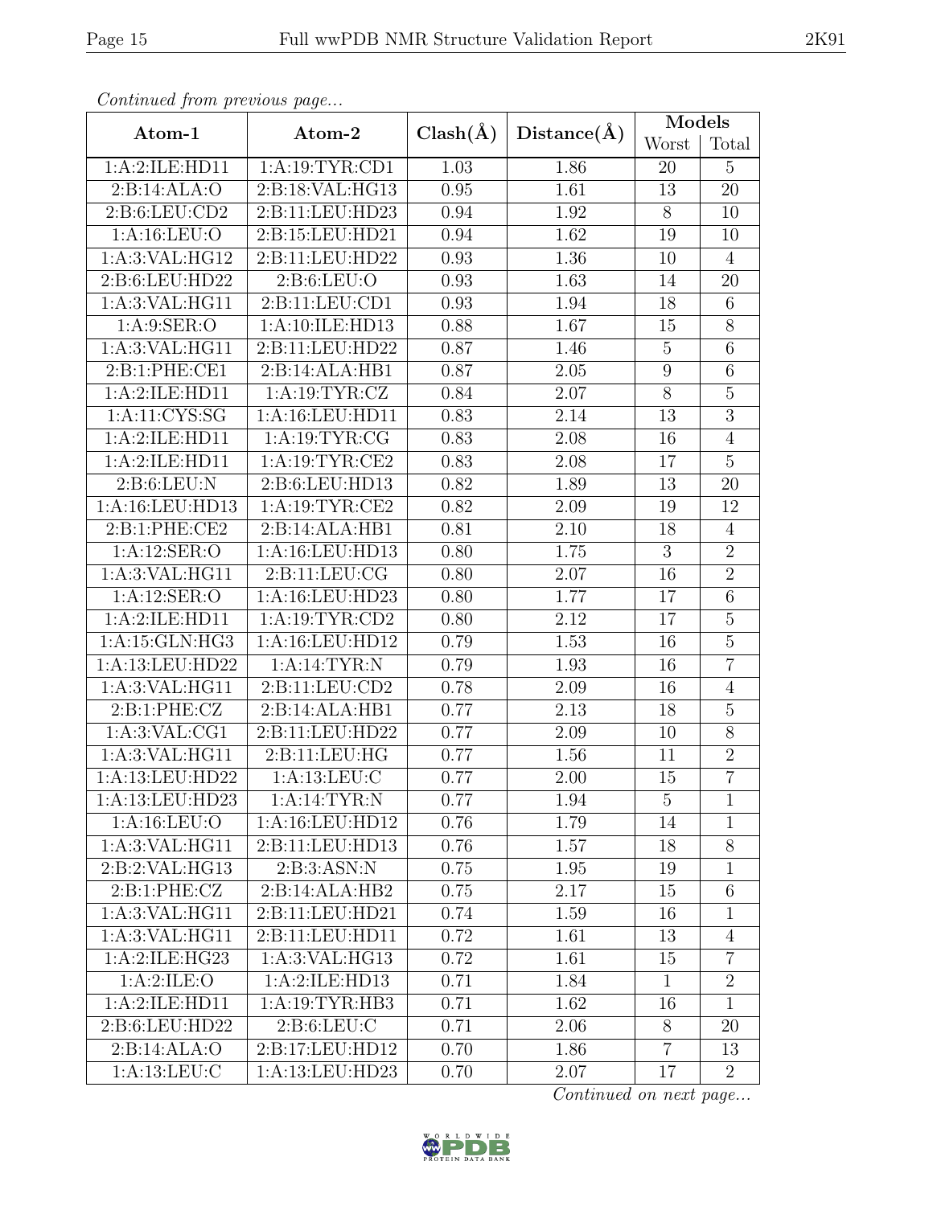*Continued from previous page...*

| Atom-1 | Atom-2 | Clash(Å) | Distance(Å) | Models | |
|---|---|---|---|---|---|
| | | | | Worst | Total |
| 1:A:2:ILE:HD11 | 1:A:19:TYR:CD1 | 1.03 | 1.86 | 20 | 5 |
| 2:B:14:ALA:O | 2:B:18:VAL:HG13 | 0.95 | 1.61 | 13 | 20 |
| 2:B:6:LEU:CD2 | 2:B:11:LEU:HD23 | 0.94 | 1.92 | 8 | 10 |
| 1:A:16:LEU:O | 2:B:15:LEU:HD21 | 0.94 | 1.62 | 19 | 10 |
| 1:A:3:VAL:HG12 | 2:B:11:LEU:HD22 | 0.93 | 1.36 | 10 | 4 |
| 2:B:6:LEU:HD22 | 2:B:6:LEU:O | 0.93 | 1.63 | 14 | 20 |
| 1:A:3:VAL:HG11 | 2:B:11:LEU:CD1 | 0.93 | 1.94 | 18 | 6 |
| 1:A:9:SER:O | 1:A:10:ILE:HD13 | 0.88 | 1.67 | 15 | 8 |
| 1:A:3:VAL:HG11 | 2:B:11:LEU:HD22 | 0.87 | 1.46 | 5 | 6 |
| 2:B:1:PHE:CE1 | 2:B:14:ALA:HB1 | 0.87 | 2.05 | 9 | 6 |
| 1:A:2:ILE:HD11 | 1:A:19:TYR:CZ | 0.84 | 2.07 | 8 | 5 |
| 1:A:11:CYS:SG | 1:A:16:LEU:HD11 | 0.83 | 2.14 | 13 | 3 |
| 1:A:2:ILE:HD11 | 1:A:19:TYR:CG | 0.83 | 2.08 | 16 | 4 |
| 1:A:2:ILE:HD11 | 1:A:19:TYR:CE2 | 0.83 | 2.08 | 17 | 5 |
| 2:B:6:LEU:N | 2:B:6:LEU:HD13 | 0.82 | 1.89 | 13 | 20 |
| 1:A:16:LEU:HD13 | 1:A:19:TYR:CE2 | 0.82 | 2.09 | 19 | 12 |
| 2:B:1:PHE:CE2 | 2:B:14:ALA:HB1 | 0.81 | 2.10 | 18 | 4 |
| 1:A:12:SER:O | 1:A:16:LEU:HD13 | 0.80 | 1.75 | 3 | 2 |
| 1:A:3:VAL:HG11 | 2:B:11:LEU:CG | 0.80 | 2.07 | 16 | 2 |
| 1:A:12:SER:O | 1:A:16:LEU:HD23 | 0.80 | 1.77 | 17 | 6 |
| 1:A:2:ILE:HD11 | 1:A:19:TYR:CD2 | 0.80 | 2.12 | 17 | 5 |
| 1:A:15:GLN:HG3 | 1:A:16:LEU:HD12 | 0.79 | 1.53 | 16 | 5 |
| 1:A:13:LEU:HD22 | 1:A:14:TYR:N | 0.79 | 1.93 | 16 | 7 |
| 1:A:3:VAL:HG11 | 2:B:11:LEU:CD2 | 0.78 | 2.09 | 16 | 4 |
| 2:B:1:PHE:CZ | 2:B:14:ALA:HB1 | 0.77 | 2.13 | 18 | 5 |
| 1:A:3:VAL:CG1 | 2:B:11:LEU:HD22 | 0.77 | 2.09 | 10 | 8 |
| 1:A:3:VAL:HG11 | 2:B:11:LEU:HG | 0.77 | 1.56 | 11 | 2 |
| 1:A:13:LEU:HD22 | 1:A:13:LEU:C | 0.77 | 2.00 | 15 | 7 |
| 1:A:13:LEU:HD23 | 1:A:14:TYR:N | 0.77 | 1.94 | 5 | 1 |
| 1:A:16:LEU:O | 1:A:16:LEU:HD12 | 0.76 | 1.79 | 14 | 1 |
| 1:A:3:VAL:HG11 | 2:B:11:LEU:HD13 | 0.76 | 1.57 | 18 | 8 |
| 2:B:2:VAL:HG13 | 2:B:3:ASN:N | 0.75 | 1.95 | 19 | 1 |
| 2:B:1:PHE:CZ | 2:B:14:ALA:HB2 | 0.75 | 2.17 | 15 | 6 |
| 1:A:3:VAL:HG11 | 2:B:11:LEU:HD21 | 0.74 | 1.59 | 16 | 1 |
| 1:A:3:VAL:HG11 | 2:B:11:LEU:HD11 | 0.72 | 1.61 | 13 | 4 |
| 1:A:2:ILE:HG23 | 1:A:3:VAL:HG13 | 0.72 | 1.61 | 15 | 7 |
| 1:A:2:ILE:O | 1:A:2:ILE:HD13 | 0.71 | 1.84 | 1 | 2 |
| 1:A:2:ILE:HD11 | 1:A:19:TYR:HB3 | 0.71 | 1.62 | 16 | 1 |
| 2:B:6:LEU:HD22 | 2:B:6:LEU:C | 0.71 | 2.06 | 8 | 20 |
| 2:B:14:ALA:O | 2:B:17:LEU:HD12 | 0.70 | 1.86 | 7 | 13 |
| 1:A:13:LEU:C | 1:A:13:LEU:HD23 | 0.70 | 2.07 | 17 | 2 |

*Continued on next page...*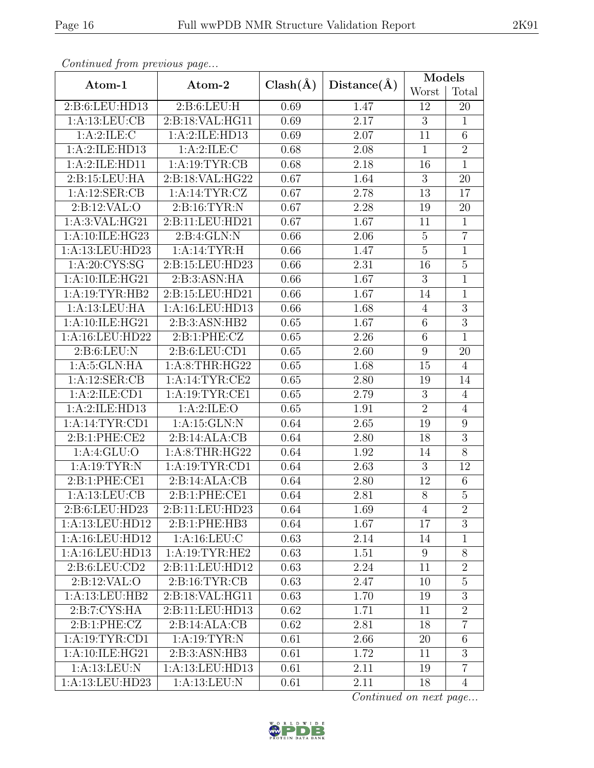*Continued from previous page...*

| Atom-1 | Atom-2 | Clash(Å) | Distance(Å) | Models | |
|---|---|---|---|---|---|
| | | | | Worst | Total |
| 2:B:6:LEU:HD13 | 2:B:6:LEU:H | 0.69 | 1.47 | 12 | 20 |
| 1:A:13:LEU:CB | 2:B:18:VAL:HG11 | 0.69 | 2.17 | 3 | 1 |
| 1:A:2:ILE:C | 1:A:2:ILE:HD13 | 0.69 | 2.07 | 11 | 6 |
| 1:A:2:ILE:HD13 | 1:A:2:ILE:C | 0.68 | 2.08 | 1 | 2 |
| 1:A:2:ILE:HD11 | 1:A:19:TYR:CB | 0.68 | 2.18 | 16 | 1 |
| 2:B:15:LEU:HA | 2:B:18:VAL:HG22 | 0.67 | 1.64 | 3 | 20 |
| 1:A:12:SER:CB | 1:A:14:TYR:CZ | 0.67 | 2.78 | 13 | 17 |
| 2:B:12:VAL:O | 2:B:16:TYR:N | 0.67 | 2.28 | 19 | 20 |
| 1:A:3:VAL:HG21 | 2:B:11:LEU:HD21 | 0.67 | 1.67 | 11 | 1 |
| 1:A:10:ILE:HG23 | 2:B:4:GLN:N | 0.66 | 2.06 | 5 | 7 |
| 1:A:13:LEU:HD23 | 1:A:14:TYR:H | 0.66 | 1.47 | 5 | 1 |
| 1:A:20:CYS:SG | 2:B:15:LEU:HD23 | 0.66 | 2.31 | 16 | 5 |
| 1:A:10:ILE:HG21 | 2:B:3:ASN:HA | 0.66 | 1.67 | 3 | 1 |
| 1:A:19:TYR:HB2 | 2:B:15:LEU:HD21 | 0.66 | 1.67 | 14 | 1 |
| 1:A:13:LEU:HA | 1:A:16:LEU:HD13 | 0.66 | 1.68 | 4 | 3 |
| 1:A:10:ILE:HG21 | 2:B:3:ASN:HB2 | 0.65 | 1.67 | 6 | 3 |
| 1:A:16:LEU:HD22 | 2:B:1:PHE:CZ | 0.65 | 2.26 | 6 | 1 |
| 2:B:6:LEU:N | 2:B:6:LEU:CD1 | 0.65 | 2.60 | 9 | 20 |
| 1:A:5:GLN:HA | 1:A:8:THR:HG22 | 0.65 | 1.68 | 15 | 4 |
| 1:A:12:SER:CB | 1:A:14:TYR:CE2 | 0.65 | 2.80 | 19 | 14 |
| 1:A:2:ILE:CD1 | 1:A:19:TYR:CE1 | 0.65 | 2.79 | 3 | 4 |
| 1:A:2:ILE:HD13 | 1:A:2:ILE:O | 0.65 | 1.91 | 2 | 4 |
| 1:A:14:TYR:CD1 | 1:A:15:GLN:N | 0.64 | 2.65 | 19 | 9 |
| 2:B:1:PHE:CE2 | 2:B:14:ALA:CB | 0.64 | 2.80 | 18 | 3 |
| 1:A:4:GLU:O | 1:A:8:THR:HG22 | 0.64 | 1.92 | 14 | 8 |
| 1:A:19:TYR:N | 1:A:19:TYR:CD1 | 0.64 | 2.63 | 3 | 12 |
| 2:B:1:PHE:CE1 | 2:B:14:ALA:CB | 0.64 | 2.80 | 12 | 6 |
| 1:A:13:LEU:CB | 2:B:1:PHE:CE1 | 0.64 | 2.81 | 8 | 5 |
| 2:B:6:LEU:HD23 | 2:B:11:LEU:HD23 | 0.64 | 1.69 | 4 | 2 |
| 1:A:13:LEU:HD12 | 2:B:1:PHE:HB3 | 0.64 | 1.67 | 17 | 3 |
| 1:A:16:LEU:HD12 | 1:A:16:LEU:C | 0.63 | 2.14 | 14 | 1 |
| 1:A:16:LEU:HD13 | 1:A:19:TYR:HE2 | 0.63 | 1.51 | 9 | 8 |
| 2:B:6:LEU:CD2 | 2:B:11:LEU:HD12 | 0.63 | 2.24 | 11 | 2 |
| 2:B:12:VAL:O | 2:B:16:TYR:CB | 0.63 | 2.47 | 10 | 5 |
| 1:A:13:LEU:HB2 | 2:B:18:VAL:HG11 | 0.63 | 1.70 | 19 | 3 |
| 2:B:7:CYS:HA | 2:B:11:LEU:HD13 | 0.62 | 1.71 | 11 | 2 |
| 2:B:1:PHE:CZ | 2:B:14:ALA:CB | 0.62 | 2.81 | 18 | 7 |
| 1:A:19:TYR:CD1 | 1:A:19:TYR:N | 0.61 | 2.66 | 20 | 6 |
| 1:A:10:ILE:HG21 | 2:B:3:ASN:HB3 | 0.61 | 1.72 | 11 | 3 |
| 1:A:13:LEU:N | 1:A:13:LEU:HD13 | 0.61 | 2.11 | 19 | 7 |
| 1:A:13:LEU:HD23 | 1:A:13:LEU:N | 0.61 | 2.11 | 18 | 4 |

*Continued on next page...*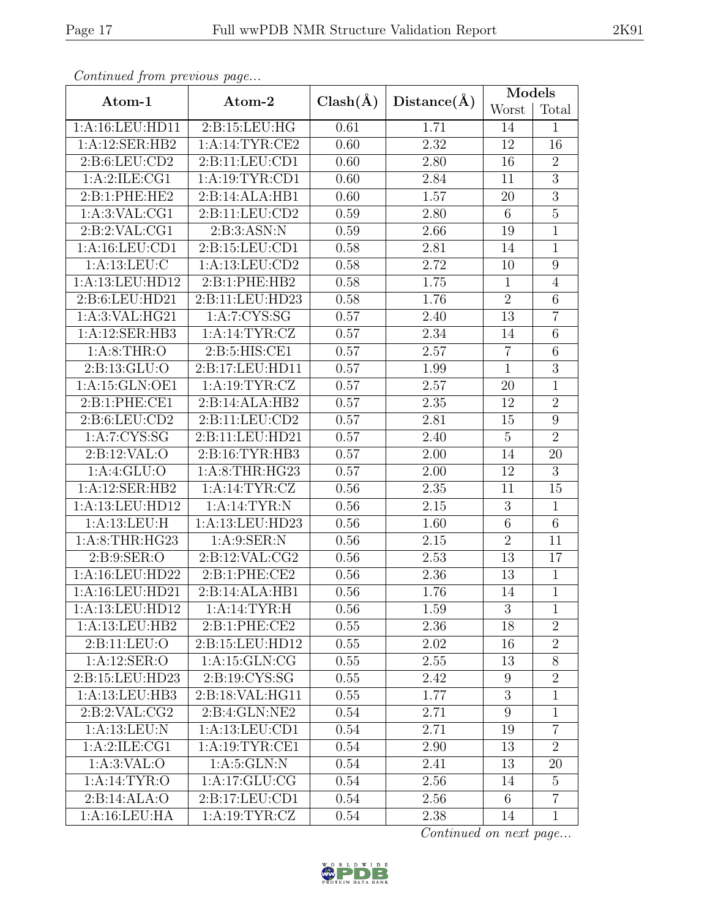*Continued from previous page...*

| Atom-1 | Atom-2 | Clash(Å) | Distance(Å) | Models | |
|---|---|---|---|---|---|
| | | | | Worst | Total |
| 1:A:16:LEU:HD11 | 2:B:15:LEU:HG | 0.61 | 1.71 | 14 | 1 |
| 1:A:12:SER:HB2 | 1:A:14:TYR:CE2 | 0.60 | 2.32 | 12 | 16 |
| 2:B:6:LEU:CD2 | 2:B:11:LEU:CD1 | 0.60 | 2.80 | 16 | 2 |
| 1:A:2:ILE:CG1 | 1:A:19:TYR:CD1 | 0.60 | 2.84 | 11 | 3 |
| 2:B:1:PHE:HE2 | 2:B:14:ALA:HB1 | 0.60 | 1.57 | 20 | 3 |
| 1:A:3:VAL:CG1 | 2:B:11:LEU:CD2 | 0.59 | 2.80 | 6 | 5 |
| 2:B:2:VAL:CG1 | 2:B:3:ASN:N | 0.59 | 2.66 | 19 | 1 |
| 1:A:16:LEU:CD1 | 2:B:15:LEU:CD1 | 0.58 | 2.81 | 14 | 1 |
| 1:A:13:LEU:C | 1:A:13:LEU:CD2 | 0.58 | 2.72 | 10 | 9 |
| 1:A:13:LEU:HD12 | 2:B:1:PHE:HB2 | 0.58 | 1.75 | 1 | 4 |
| 2:B:6:LEU:HD21 | 2:B:11:LEU:HD23 | 0.58 | 1.76 | 2 | 6 |
| 1:A:3:VAL:HG21 | 1:A:7:CYS:SG | 0.57 | 2.40 | 13 | 7 |
| 1:A:12:SER:HB3 | 1:A:14:TYR:CZ | 0.57 | 2.34 | 14 | 6 |
| 1:A:8:THR:O | 2:B:5:HIS:CE1 | 0.57 | 2.57 | 7 | 6 |
| 2:B:13:GLU:O | 2:B:17:LEU:HD11 | 0.57 | 1.99 | 1 | 3 |
| 1:A:15:GLN:OE1 | 1:A:19:TYR:CZ | 0.57 | 2.57 | 20 | 1 |
| 2:B:1:PHE:CE1 | 2:B:14:ALA:HB2 | 0.57 | 2.35 | 12 | 2 |
| 2:B:6:LEU:CD2 | 2:B:11:LEU:CD2 | 0.57 | 2.81 | 15 | 9 |
| 1:A:7:CYS:SG | 2:B:11:LEU:HD21 | 0.57 | 2.40 | 5 | 2 |
| 2:B:12:VAL:O | 2:B:16:TYR:HB3 | 0.57 | 2.00 | 14 | 20 |
| 1:A:4:GLU:O | 1:A:8:THR:HG23 | 0.57 | 2.00 | 12 | 3 |
| 1:A:12:SER:HB2 | 1:A:14:TYR:CZ | 0.56 | 2.35 | 11 | 15 |
| 1:A:13:LEU:HD12 | 1:A:14:TYR:N | 0.56 | 2.15 | 3 | 1 |
| 1:A:13:LEU:H | 1:A:13:LEU:HD23 | 0.56 | 1.60 | 6 | 6 |
| 1:A:8:THR:HG23 | 1:A:9:SER:N | 0.56 | 2.15 | 2 | 11 |
| 2:B:9:SER:O | 2:B:12:VAL:CG2 | 0.56 | 2.53 | 13 | 17 |
| 1:A:16:LEU:HD22 | 2:B:1:PHE:CE2 | 0.56 | 2.36 | 13 | 1 |
| 1:A:16:LEU:HD21 | 2:B:14:ALA:HB1 | 0.56 | 1.76 | 14 | 1 |
| 1:A:13:LEU:HD12 | 1:A:14:TYR:H | 0.56 | 1.59 | 3 | 1 |
| 1:A:13:LEU:HB2 | 2:B:1:PHE:CE2 | 0.55 | 2.36 | 18 | 2 |
| 2:B:11:LEU:O | 2:B:15:LEU:HD12 | 0.55 | 2.02 | 16 | 2 |
| 1:A:12:SER:O | 1:A:15:GLN:CG | 0.55 | 2.55 | 13 | 8 |
| 2:B:15:LEU:HD23 | 2:B:19:CYS:SG | 0.55 | 2.42 | 9 | 2 |
| 1:A:13:LEU:HB3 | 2:B:18:VAL:HG11 | 0.55 | 1.77 | 3 | 1 |
| 2:B:2:VAL:CG2 | 2:B:4:GLN:NE2 | 0.54 | 2.71 | 9 | 1 |
| 1:A:13:LEU:N | 1:A:13:LEU:CD1 | 0.54 | 2.71 | 19 | 7 |
| 1:A:2:ILE:CG1 | 1:A:19:TYR:CE1 | 0.54 | 2.90 | 13 | 2 |
| 1:A:3:VAL:O | 1:A:5:GLN:N | 0.54 | 2.41 | 13 | 20 |
| 1:A:14:TYR:O | 1:A:17:GLU:CG | 0.54 | 2.56 | 14 | 5 |
| 2:B:14:ALA:O | 2:B:17:LEU:CD1 | 0.54 | 2.56 | 6 | 7 |
| 1:A:16:LEU:HA | 1:A:19:TYR:CZ | 0.54 | 2.38 | 14 | 1 |

*Continued on next page...*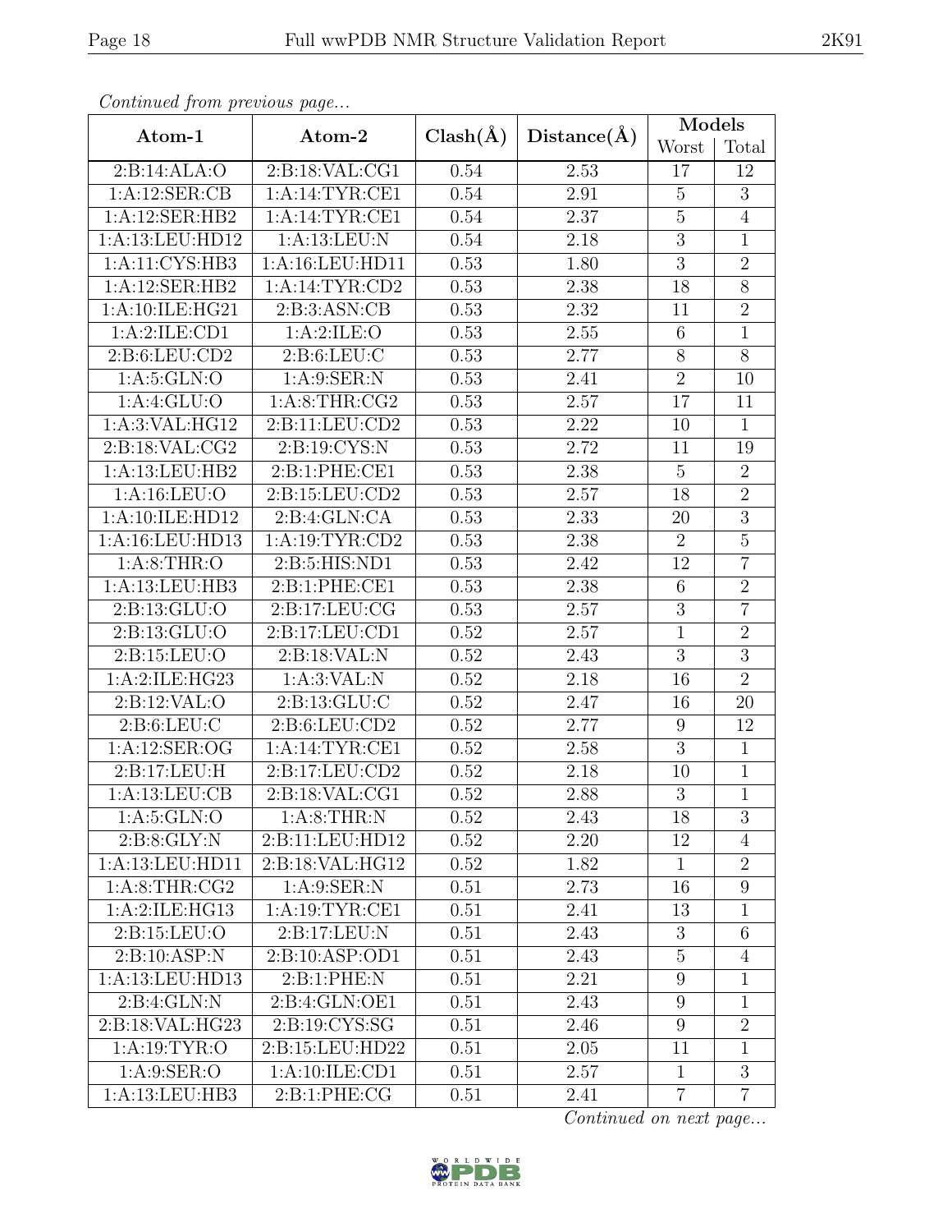*Continued from previous page...*

| Atom-1 | Atom-2 | Clash(Å) | Distance(Å) | Models | |
|---|---|---|---|---|---|
| | | | | Worst | Total |
| 2:B:14:ALA:O | 2:B:18:VAL:CG1 | 0.54 | 2.53 | 17 | 12 |
| 1:A:12:SER:CB | 1:A:14:TYR:CE1 | 0.54 | 2.91 | 5 | 3 |
| 1:A:12:SER:HB2 | 1:A:14:TYR:CE1 | 0.54 | 2.37 | 5 | 4 |
| 1:A:13:LEU:HD12 | 1:A:13:LEU:N | 0.54 | 2.18 | 3 | 1 |
| 1:A:11:CYS:HB3 | 1:A:16:LEU:HD11 | 0.53 | 1.80 | 3 | 2 |
| 1:A:12:SER:HB2 | 1:A:14:TYR:CD2 | 0.53 | 2.38 | 18 | 8 |
| 1:A:10:ILE:HG21 | 2:B:3:ASN:CB | 0.53 | 2.32 | 11 | 2 |
| 1:A:2:ILE:CD1 | 1:A:2:ILE:O | 0.53 | 2.55 | 6 | 1 |
| 2:B:6:LEU:CD2 | 2:B:6:LEU:C | 0.53 | 2.77 | 8 | 8 |
| 1:A:5:GLN:O | 1:A:9:SER:N | 0.53 | 2.41 | 2 | 10 |
| 1:A:4:GLU:O | 1:A:8:THR:CG2 | 0.53 | 2.57 | 17 | 11 |
| 1:A:3:VAL:HG12 | 2:B:11:LEU:CD2 | 0.53 | 2.22 | 10 | 1 |
| 2:B:18:VAL:CG2 | 2:B:19:CYS:N | 0.53 | 2.72 | 11 | 19 |
| 1:A:13:LEU:HB2 | 2:B:1:PHE:CE1 | 0.53 | 2.38 | 5 | 2 |
| 1:A:16:LEU:O | 2:B:15:LEU:CD2 | 0.53 | 2.57 | 18 | 2 |
| 1:A:10:ILE:HD12 | 2:B:4:GLN:CA | 0.53 | 2.33 | 20 | 3 |
| 1:A:16:LEU:HD13 | 1:A:19:TYR:CD2 | 0.53 | 2.38 | 2 | 5 |
| 1:A:8:THR:O | 2:B:5:HIS:ND1 | 0.53 | 2.42 | 12 | 7 |
| 1:A:13:LEU:HB3 | 2:B:1:PHE:CE1 | 0.53 | 2.38 | 6 | 2 |
| 2:B:13:GLU:O | 2:B:17:LEU:CG | 0.53 | 2.57 | 3 | 7 |
| 2:B:13:GLU:O | 2:B:17:LEU:CD1 | 0.52 | 2.57 | 1 | 2 |
| 2:B:15:LEU:O | 2:B:18:VAL:N | 0.52 | 2.43 | 3 | 3 |
| 1:A:2:ILE:HG23 | 1:A:3:VAL:N | 0.52 | 2.18 | 16 | 2 |
| 2:B:12:VAL:O | 2:B:13:GLU:C | 0.52 | 2.47 | 16 | 20 |
| 2:B:6:LEU:C | 2:B:6:LEU:CD2 | 0.52 | 2.77 | 9 | 12 |
| 1:A:12:SER:OG | 1:A:14:TYR:CE1 | 0.52 | 2.58 | 3 | 1 |
| 2:B:17:LEU:H | 2:B:17:LEU:CD2 | 0.52 | 2.18 | 10 | 1 |
| 1:A:13:LEU:CB | 2:B:18:VAL:CG1 | 0.52 | 2.88 | 3 | 1 |
| 1:A:5:GLN:O | 1:A:8:THR:N | 0.52 | 2.43 | 18 | 3 |
| 2:B:8:GLY:N | 2:B:11:LEU:HD12 | 0.52 | 2.20 | 12 | 4 |
| 1:A:13:LEU:HD11 | 2:B:18:VAL:HG12 | 0.52 | 1.82 | 1 | 2 |
| 1:A:8:THR:CG2 | 1:A:9:SER:N | 0.51 | 2.73 | 16 | 9 |
| 1:A:2:ILE:HG13 | 1:A:19:TYR:CE1 | 0.51 | 2.41 | 13 | 1 |
| 2:B:15:LEU:O | 2:B:17:LEU:N | 0.51 | 2.43 | 3 | 6 |
| 2:B:10:ASP:N | 2:B:10:ASP:OD1 | 0.51 | 2.43 | 5 | 4 |
| 1:A:13:LEU:HD13 | 2:B:1:PHE:N | 0.51 | 2.21 | 9 | 1 |
| 2:B:4:GLN:N | 2:B:4:GLN:OE1 | 0.51 | 2.43 | 9 | 1 |
| 2:B:18:VAL:HG23 | 2:B:19:CYS:SG | 0.51 | 2.46 | 9 | 2 |
| 1:A:19:TYR:O | 2:B:15:LEU:HD22 | 0.51 | 2.05 | 11 | 1 |
| 1:A:9:SER:O | 1:A:10:ILE:CD1 | 0.51 | 2.57 | 1 | 3 |
| 1:A:13:LEU:HB3 | 2:B:1:PHE:CG | 0.51 | 2.41 | 7 | 7 |

*Continued on next page...*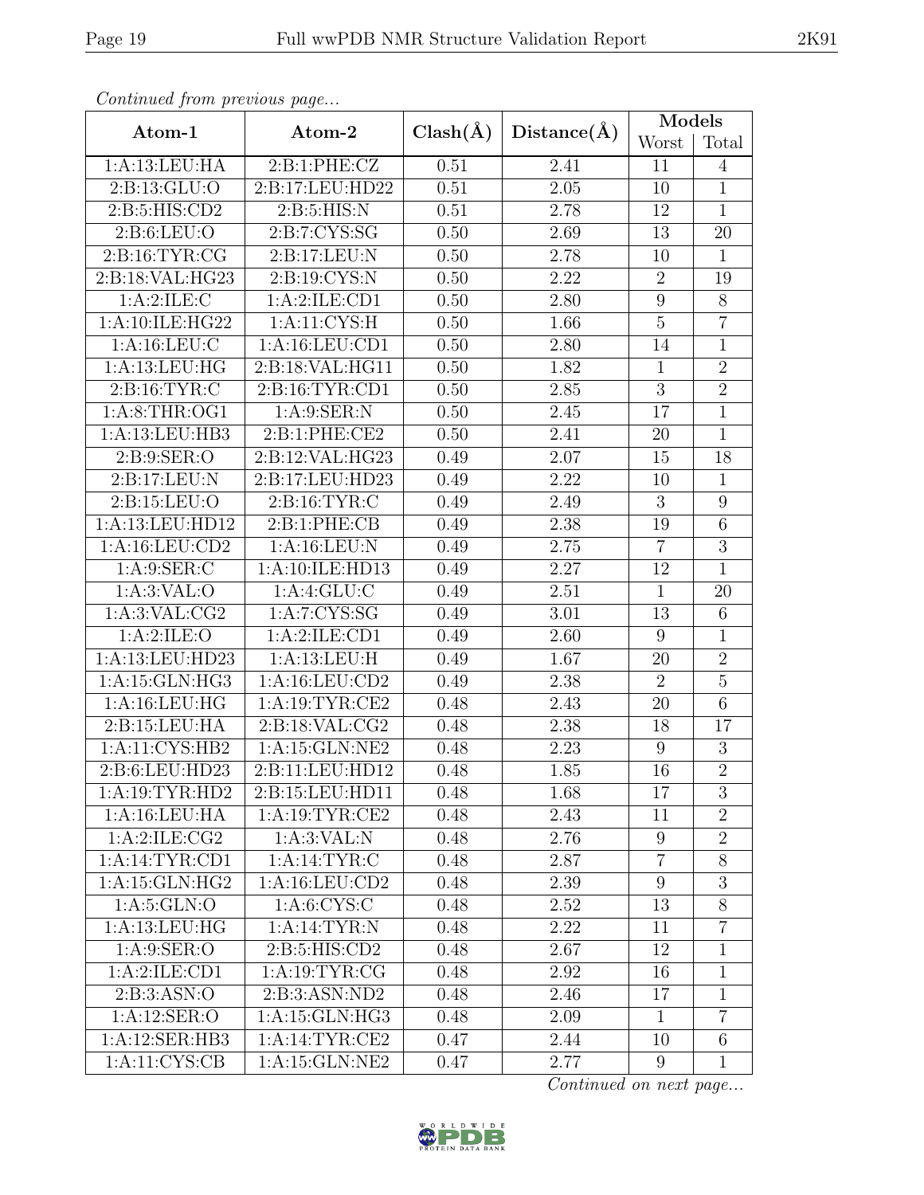*Continued from previous page...*

| Atom-1 | Atom-2 | Clash(Å) | Distance(Å) | Models | |
|---|---|---|---|---|---|
| | | | | Worst | Total |
| 1:A:13:LEU:HA | 2:B:1:PHE:CZ | 0.51 | 2.41 | 11 | 4 |
| 2:B:13:GLU:O | 2:B:17:LEU:HD22 | 0.51 | 2.05 | 10 | 1 |
| 2:B:5:HIS:CD2 | 2:B:5:HIS:N | 0.51 | 2.78 | 12 | 1 |
| 2:B:6:LEU:O | 2:B:7:CYS:SG | 0.50 | 2.69 | 13 | 20 |
| 2:B:16:TYR:CG | 2:B:17:LEU:N | 0.50 | 2.78 | 10 | 1 |
| 2:B:18:VAL:HG23 | 2:B:19:CYS:N | 0.50 | 2.22 | 2 | 19 |
| 1:A:2:ILE:C | 1:A:2:ILE:CD1 | 0.50 | 2.80 | 9 | 8 |
| 1:A:10:ILE:HG22 | 1:A:11:CYS:H | 0.50 | 1.66 | 5 | 7 |
| 1:A:16:LEU:C | 1:A:16:LEU:CD1 | 0.50 | 2.80 | 14 | 1 |
| 1:A:13:LEU:HG | 2:B:18:VAL:HG11 | 0.50 | 1.82 | 1 | 2 |
| 2:B:16:TYR:C | 2:B:16:TYR:CD1 | 0.50 | 2.85 | 3 | 2 |
| 1:A:8:THR:OG1 | 1:A:9:SER:N | 0.50 | 2.45 | 17 | 1 |
| 1:A:13:LEU:HB3 | 2:B:1:PHE:CE2 | 0.50 | 2.41 | 20 | 1 |
| 2:B:9:SER:O | 2:B:12:VAL:HG23 | 0.49 | 2.07 | 15 | 18 |
| 2:B:17:LEU:N | 2:B:17:LEU:HD23 | 0.49 | 2.22 | 10 | 1 |
| 2:B:15:LEU:O | 2:B:16:TYR:C | 0.49 | 2.49 | 3 | 9 |
| 1:A:13:LEU:HD12 | 2:B:1:PHE:CB | 0.49 | 2.38 | 19 | 6 |
| 1:A:16:LEU:CD2 | 1:A:16:LEU:N | 0.49 | 2.75 | 7 | 3 |
| 1:A:9:SER:C | 1:A:10:ILE:HD13 | 0.49 | 2.27 | 12 | 1 |
| 1:A:3:VAL:O | 1:A:4:GLU:C | 0.49 | 2.51 | 1 | 20 |
| 1:A:3:VAL:CG2 | 1:A:7:CYS:SG | 0.49 | 3.01 | 13 | 6 |
| 1:A:2:ILE:O | 1:A:2:ILE:CD1 | 0.49 | 2.60 | 9 | 1 |
| 1:A:13:LEU:HD23 | 1:A:13:LEU:H | 0.49 | 1.67 | 20 | 2 |
| 1:A:15:GLN:HG3 | 1:A:16:LEU:CD2 | 0.49 | 2.38 | 2 | 5 |
| 1:A:16:LEU:HG | 1:A:19:TYR:CE2 | 0.48 | 2.43 | 20 | 6 |
| 2:B:15:LEU:HA | 2:B:18:VAL:CG2 | 0.48 | 2.38 | 18 | 17 |
| 1:A:11:CYS:HB2 | 1:A:15:GLN:NE2 | 0.48 | 2.23 | 9 | 3 |
| 2:B:6:LEU:HD23 | 2:B:11:LEU:HD12 | 0.48 | 1.85 | 16 | 2 |
| 1:A:19:TYR:HD2 | 2:B:15:LEU:HD11 | 0.48 | 1.68 | 17 | 3 |
| 1:A:16:LEU:HA | 1:A:19:TYR:CE2 | 0.48 | 2.43 | 11 | 2 |
| 1:A:2:ILE:CG2 | 1:A:3:VAL:N | 0.48 | 2.76 | 9 | 2 |
| 1:A:14:TYR:CD1 | 1:A:14:TYR:C | 0.48 | 2.87 | 7 | 8 |
| 1:A:15:GLN:HG2 | 1:A:16:LEU:CD2 | 0.48 | 2.39 | 9 | 3 |
| 1:A:5:GLN:O | 1:A:6:CYS:C | 0.48 | 2.52 | 13 | 8 |
| 1:A:13:LEU:HG | 1:A:14:TYR:N | 0.48 | 2.22 | 11 | 7 |
| 1:A:9:SER:O | 2:B:5:HIS:CD2 | 0.48 | 2.67 | 12 | 1 |
| 1:A:2:ILE:CD1 | 1:A:19:TYR:CG | 0.48 | 2.92 | 16 | 1 |
| 2:B:3:ASN:O | 2:B:3:ASN:ND2 | 0.48 | 2.46 | 17 | 1 |
| 1:A:12:SER:O | 1:A:15:GLN:HG3 | 0.48 | 2.09 | 1 | 7 |
| 1:A:12:SER:HB3 | 1:A:14:TYR:CE2 | 0.47 | 2.44 | 10 | 6 |
| 1:A:11:CYS:CB | 1:A:15:GLN:NE2 | 0.47 | 2.77 | 9 | 1 |

*Continued on next page...*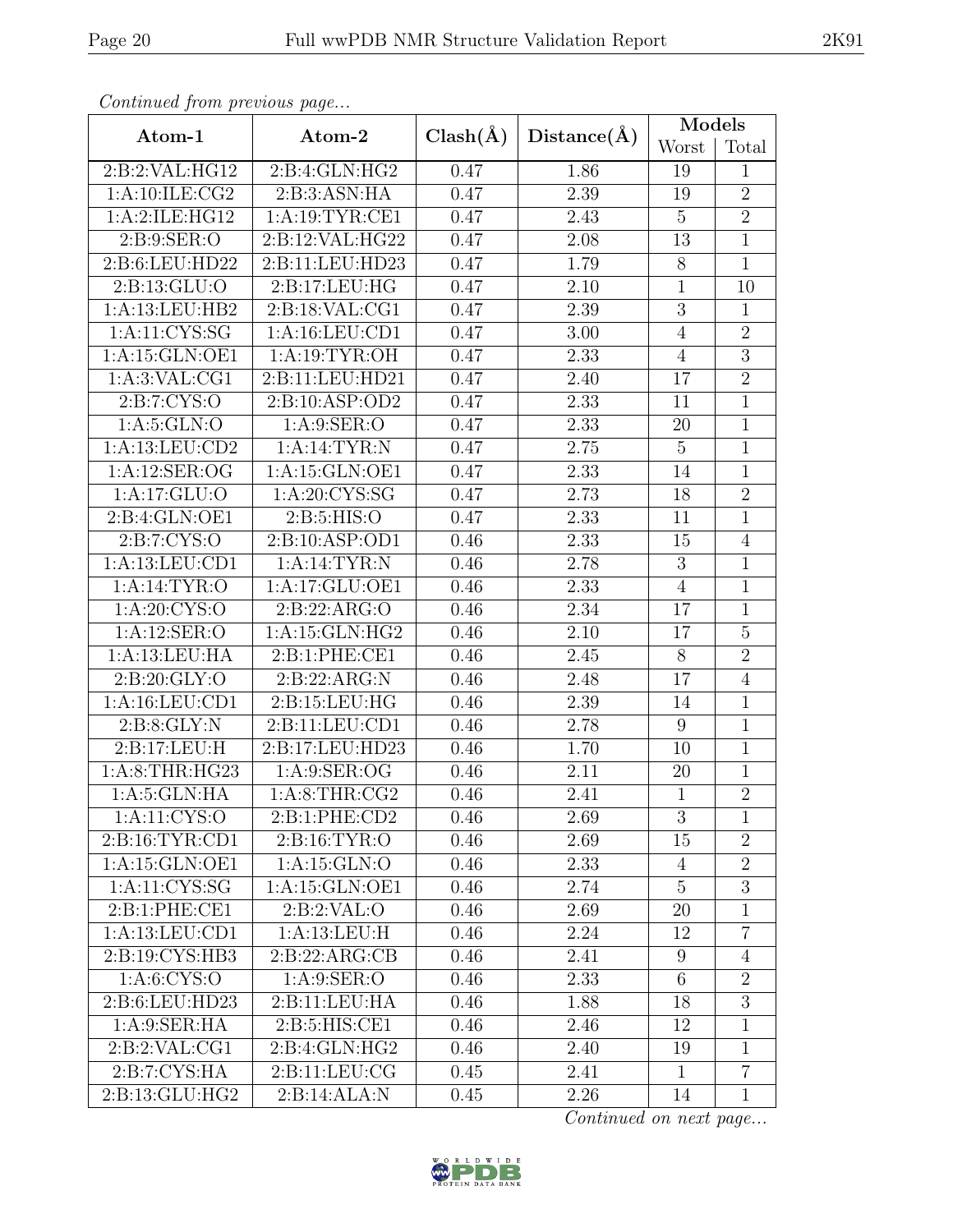*Continued from previous page...*

| Atom-1 | Atom-2 | Clash(Å) | Distance(Å) | Models | |
|---|---|---|---|---|---|
| | | | | Worst | Total |
| 2:B:2:VAL:HG12 | 2:B:4:GLN:HG2 | 0.47 | 1.86 | 19 | 1 |
| 1:A:10:ILE:CG2 | 2:B:3:ASN:HA | 0.47 | 2.39 | 19 | 2 |
| 1:A:2:ILE:HG12 | 1:A:19:TYR:CE1 | 0.47 | 2.43 | 5 | 2 |
| 2:B:9:SER:O | 2:B:12:VAL:HG22 | 0.47 | 2.08 | 13 | 1 |
| 2:B:6:LEU:HD22 | 2:B:11:LEU:HD23 | 0.47 | 1.79 | 8 | 1 |
| 2:B:13:GLU:O | 2:B:17:LEU:HG | 0.47 | 2.10 | 1 | 10 |
| 1:A:13:LEU:HB2 | 2:B:18:VAL:CG1 | 0.47 | 2.39 | 3 | 1 |
| 1:A:11:CYS:SG | 1:A:16:LEU:CD1 | 0.47 | 3.00 | 4 | 2 |
| 1:A:15:GLN:OE1 | 1:A:19:TYR:OH | 0.47 | 2.33 | 4 | 3 |
| 1:A:3:VAL:CG1 | 2:B:11:LEU:HD21 | 0.47 | 2.40 | 17 | 2 |
| 2:B:7:CYS:O | 2:B:10:ASP:OD2 | 0.47 | 2.33 | 11 | 1 |
| 1:A:5:GLN:O | 1:A:9:SER:O | 0.47 | 2.33 | 20 | 1 |
| 1:A:13:LEU:CD2 | 1:A:14:TYR:N | 0.47 | 2.75 | 5 | 1 |
| 1:A:12:SER:OG | 1:A:15:GLN:OE1 | 0.47 | 2.33 | 14 | 1 |
| 1:A:17:GLU:O | 1:A:20:CYS:SG | 0.47 | 2.73 | 18 | 2 |
| 2:B:4:GLN:OE1 | 2:B:5:HIS:O | 0.47 | 2.33 | 11 | 1 |
| 2:B:7:CYS:O | 2:B:10:ASP:OD1 | 0.46 | 2.33 | 15 | 4 |
| 1:A:13:LEU:CD1 | 1:A:14:TYR:N | 0.46 | 2.78 | 3 | 1 |
| 1:A:14:TYR:O | 1:A:17:GLU:OE1 | 0.46 | 2.33 | 4 | 1 |
| 1:A:20:CYS:O | 2:B:22:ARG:O | 0.46 | 2.34 | 17 | 1 |
| 1:A:12:SER:O | 1:A:15:GLN:HG2 | 0.46 | 2.10 | 17 | 5 |
| 1:A:13:LEU:HA | 2:B:1:PHE:CE1 | 0.46 | 2.45 | 8 | 2 |
| 2:B:20:GLY:O | 2:B:22:ARG:N | 0.46 | 2.48 | 17 | 4 |
| 1:A:16:LEU:CD1 | 2:B:15:LEU:HG | 0.46 | 2.39 | 14 | 1 |
| 2:B:8:GLY:N | 2:B:11:LEU:CD1 | 0.46 | 2.78 | 9 | 1 |
| 2:B:17:LEU:H | 2:B:17:LEU:HD23 | 0.46 | 1.70 | 10 | 1 |
| 1:A:8:THR:HG23 | 1:A:9:SER:OG | 0.46 | 2.11 | 20 | 1 |
| 1:A:5:GLN:HA | 1:A:8:THR:CG2 | 0.46 | 2.41 | 1 | 2 |
| 1:A:11:CYS:O | 2:B:1:PHE:CD2 | 0.46 | 2.69 | 3 | 1 |
| 2:B:16:TYR:CD1 | 2:B:16:TYR:O | 0.46 | 2.69 | 15 | 2 |
| 1:A:15:GLN:OE1 | 1:A:15:GLN:O | 0.46 | 2.33 | 4 | 2 |
| 1:A:11:CYS:SG | 1:A:15:GLN:OE1 | 0.46 | 2.74 | 5 | 3 |
| 2:B:1:PHE:CE1 | 2:B:2:VAL:O | 0.46 | 2.69 | 20 | 1 |
| 1:A:13:LEU:CD1 | 1:A:13:LEU:H | 0.46 | 2.24 | 12 | 7 |
| 2:B:19:CYS:HB3 | 2:B:22:ARG:CB | 0.46 | 2.41 | 9 | 4 |
| 1:A:6:CYS:O | 1:A:9:SER:O | 0.46 | 2.33 | 6 | 2 |
| 2:B:6:LEU:HD23 | 2:B:11:LEU:HA | 0.46 | 1.88 | 18 | 3 |
| 1:A:9:SER:HA | 2:B:5:HIS:CE1 | 0.46 | 2.46 | 12 | 1 |
| 2:B:2:VAL:CG1 | 2:B:4:GLN:HG2 | 0.46 | 2.40 | 19 | 1 |
| 2:B:7:CYS:HA | 2:B:11:LEU:CG | 0.45 | 2.41 | 1 | 7 |
| 2:B:13:GLU:HG2 | 2:B:14:ALA:N | 0.45 | 2.26 | 14 | 1 |

*Continued on next page...*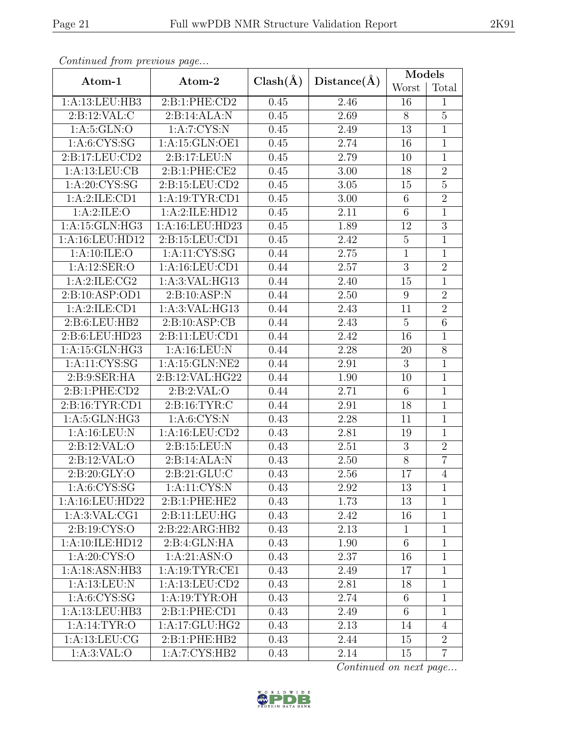*Continued from previous page...*

| Atom-1 | Atom-2 | Clash(Å) | Distance(Å) | Models | |
|---|---|---|---|---|---|
| | | | | Worst | Total |
| 1:A:13:LEU:HB3 | 2:B:1:PHE:CD2 | 0.45 | 2.46 | 16 | 1 |
| 2:B:12:VAL:C | 2:B:14:ALA:N | 0.45 | 2.69 | 8 | 5 |
| 1:A:5:GLN:O | 1:A:7:CYS:N | 0.45 | 2.49 | 13 | 1 |
| 1:A:6:CYS:SG | 1:A:15:GLN:OE1 | 0.45 | 2.74 | 16 | 1 |
| 2:B:17:LEU:CD2 | 2:B:17:LEU:N | 0.45 | 2.79 | 10 | 1 |
| 1:A:13:LEU:CB | 2:B:1:PHE:CE2 | 0.45 | 3.00 | 18 | 2 |
| 1:A:20:CYS:SG | 2:B:15:LEU:CD2 | 0.45 | 3.05 | 15 | 5 |
| 1:A:2:ILE:CD1 | 1:A:19:TYR:CD1 | 0.45 | 3.00 | 6 | 2 |
| 1:A:2:ILE:O | 1:A:2:ILE:HD12 | 0.45 | 2.11 | 6 | 1 |
| 1:A:15:GLN:HG3 | 1:A:16:LEU:HD23 | 0.45 | 1.89 | 12 | 3 |
| 1:A:16:LEU:HD12 | 2:B:15:LEU:CD1 | 0.45 | 2.42 | 5 | 1 |
| 1:A:10:ILE:O | 1:A:11:CYS:SG | 0.44 | 2.75 | 1 | 1 |
| 1:A:12:SER:O | 1:A:16:LEU:CD1 | 0.44 | 2.57 | 3 | 2 |
| 1:A:2:ILE:CG2 | 1:A:3:VAL:HG13 | 0.44 | 2.40 | 15 | 1 |
| 2:B:10:ASP:OD1 | 2:B:10:ASP:N | 0.44 | 2.50 | 9 | 2 |
| 1:A:2:ILE:CD1 | 1:A:3:VAL:HG13 | 0.44 | 2.43 | 11 | 2 |
| 2:B:6:LEU:HB2 | 2:B:10:ASP:CB | 0.44 | 2.43 | 5 | 6 |
| 2:B:6:LEU:HD23 | 2:B:11:LEU:CD1 | 0.44 | 2.42 | 16 | 1 |
| 1:A:15:GLN:HG3 | 1:A:16:LEU:N | 0.44 | 2.28 | 20 | 8 |
| 1:A:11:CYS:SG | 1:A:15:GLN:NE2 | 0.44 | 2.91 | 3 | 1 |
| 2:B:9:SER:HA | 2:B:12:VAL:HG22 | 0.44 | 1.90 | 10 | 1 |
| 2:B:1:PHE:CD2 | 2:B:2:VAL:O | 0.44 | 2.71 | 6 | 1 |
| 2:B:16:TYR:CD1 | 2:B:16:TYR:C | 0.44 | 2.91 | 18 | 1 |
| 1:A:5:GLN:HG3 | 1:A:6:CYS:N | 0.43 | 2.28 | 11 | 1 |
| 1:A:16:LEU:N | 1:A:16:LEU:CD2 | 0.43 | 2.81 | 19 | 1 |
| 2:B:12:VAL:O | 2:B:15:LEU:N | 0.43 | 2.51 | 3 | 2 |
| 2:B:12:VAL:O | 2:B:14:ALA:N | 0.43 | 2.50 | 8 | 7 |
| 2:B:20:GLY:O | 2:B:21:GLU:C | 0.43 | 2.56 | 17 | 4 |
| 1:A:6:CYS:SG | 1:A:11:CYS:N | 0.43 | 2.92 | 13 | 1 |
| 1:A:16:LEU:HD22 | 2:B:1:PHE:HE2 | 0.43 | 1.73 | 13 | 1 |
| 1:A:3:VAL:CG1 | 2:B:11:LEU:HG | 0.43 | 2.42 | 16 | 1 |
| 2:B:19:CYS:O | 2:B:22:ARG:HB2 | 0.43 | 2.13 | 1 | 1 |
| 1:A:10:ILE:HD12 | 2:B:4:GLN:HA | 0.43 | 1.90 | 6 | 1 |
| 1:A:20:CYS:O | 1:A:21:ASN:O | 0.43 | 2.37 | 16 | 1 |
| 1:A:18:ASN:HB3 | 1:A:19:TYR:CE1 | 0.43 | 2.49 | 17 | 1 |
| 1:A:13:LEU:N | 1:A:13:LEU:CD2 | 0.43 | 2.81 | 18 | 1 |
| 1:A:6:CYS:SG | 1:A:19:TYR:OH | 0.43 | 2.74 | 6 | 1 |
| 1:A:13:LEU:HB3 | 2:B:1:PHE:CD1 | 0.43 | 2.49 | 6 | 1 |
| 1:A:14:TYR:O | 1:A:17:GLU:HG2 | 0.43 | 2.13 | 14 | 4 |
| 1:A:13:LEU:CG | 2:B:1:PHE:HB2 | 0.43 | 2.44 | 15 | 2 |
| 1:A:3:VAL:O | 1:A:7:CYS:HB2 | 0.43 | 2.14 | 15 | 7 |

*Continued on next page...*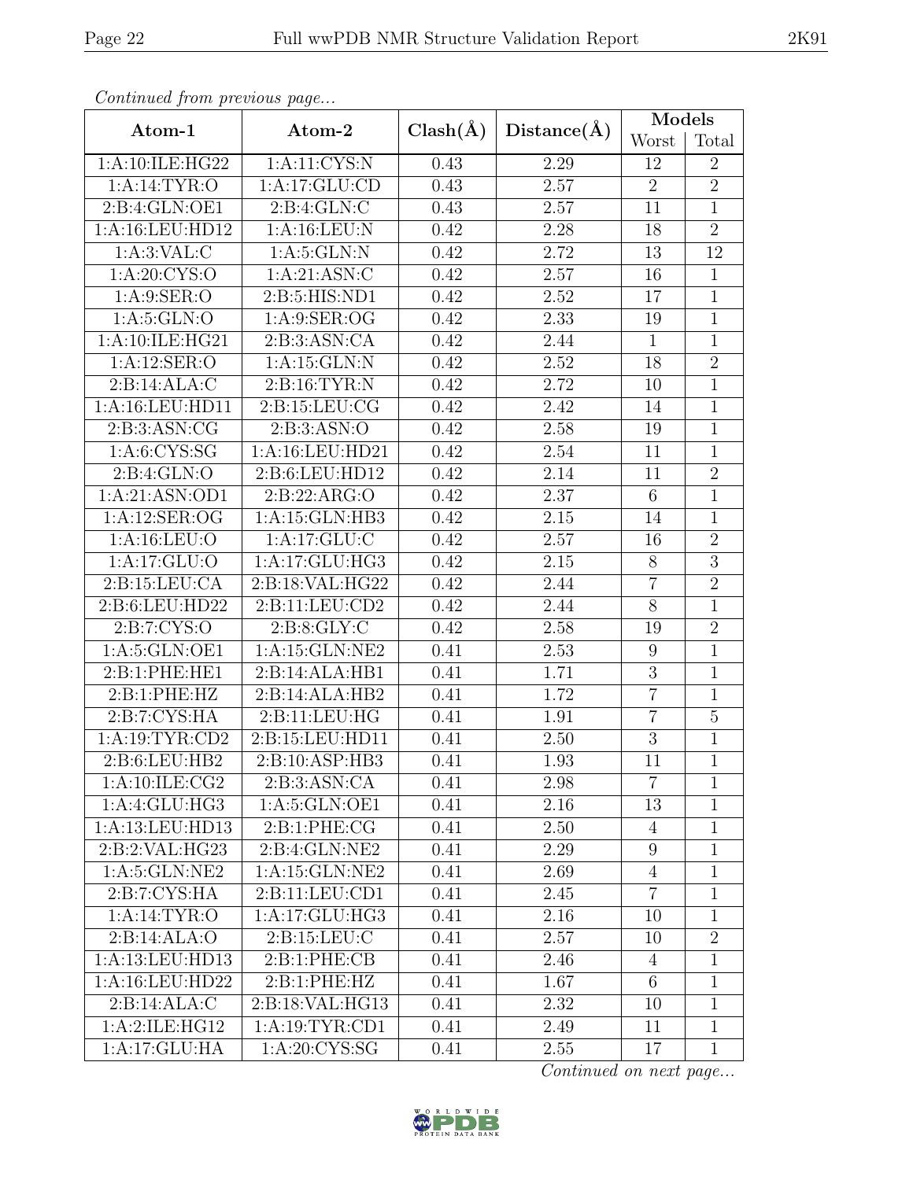*Continued from previous page...*

| Atom-1 | Atom-2 | Clash(Å) | Distance(Å) | Models | |
|---|---|---|---|---|---|
| | | | | Worst | Total |
| 1:A:10:ILE:HG22 | 1:A:11:CYS:N | 0.43 | 2.29 | 12 | 2 |
| 1:A:14:TYR:O | 1:A:17:GLU:CD | 0.43 | 2.57 | 2 | 2 |
| 2:B:4:GLN:OE1 | 2:B:4:GLN:C | 0.43 | 2.57 | 11 | 1 |
| 1:A:16:LEU:HD12 | 1:A:16:LEU:N | 0.42 | 2.28 | 18 | 2 |
| 1:A:3:VAL:C | 1:A:5:GLN:N | 0.42 | 2.72 | 13 | 12 |
| 1:A:20:CYS:O | 1:A:21:ASN:C | 0.42 | 2.57 | 16 | 1 |
| 1:A:9:SER:O | 2:B:5:HIS:ND1 | 0.42 | 2.52 | 17 | 1 |
| 1:A:5:GLN:O | 1:A:9:SER:OG | 0.42 | 2.33 | 19 | 1 |
| 1:A:10:ILE:HG21 | 2:B:3:ASN:CA | 0.42 | 2.44 | 1 | 1 |
| 1:A:12:SER:O | 1:A:15:GLN:N | 0.42 | 2.52 | 18 | 2 |
| 2:B:14:ALA:C | 2:B:16:TYR:N | 0.42 | 2.72 | 10 | 1 |
| 1:A:16:LEU:HD11 | 2:B:15:LEU:CG | 0.42 | 2.42 | 14 | 1 |
| 2:B:3:ASN:CG | 2:B:3:ASN:O | 0.42 | 2.58 | 19 | 1 |
| 1:A:6:CYS:SG | 1:A:16:LEU:HD21 | 0.42 | 2.54 | 11 | 1 |
| 2:B:4:GLN:O | 2:B:6:LEU:HD12 | 0.42 | 2.14 | 11 | 2 |
| 1:A:21:ASN:OD1 | 2:B:22:ARG:O | 0.42 | 2.37 | 6 | 1 |
| 1:A:12:SER:OG | 1:A:15:GLN:HB3 | 0.42 | 2.15 | 14 | 1 |
| 1:A:16:LEU:O | 1:A:17:GLU:C | 0.42 | 2.57 | 16 | 2 |
| 1:A:17:GLU:O | 1:A:17:GLU:HG3 | 0.42 | 2.15 | 8 | 3 |
| 2:B:15:LEU:CA | 2:B:18:VAL:HG22 | 0.42 | 2.44 | 7 | 2 |
| 2:B:6:LEU:HD22 | 2:B:11:LEU:CD2 | 0.42 | 2.44 | 8 | 1 |
| 2:B:7:CYS:O | 2:B:8:GLY:C | 0.42 | 2.58 | 19 | 2 |
| 1:A:5:GLN:OE1 | 1:A:15:GLN:NE2 | 0.41 | 2.53 | 9 | 1 |
| 2:B:1:PHE:HE1 | 2:B:14:ALA:HB1 | 0.41 | 1.71 | 3 | 1 |
| 2:B:1:PHE:HZ | 2:B:14:ALA:HB2 | 0.41 | 1.72 | 7 | 1 |
| 2:B:7:CYS:HA | 2:B:11:LEU:HG | 0.41 | 1.91 | 7 | 5 |
| 1:A:19:TYR:CD2 | 2:B:15:LEU:HD11 | 0.41 | 2.50 | 3 | 1 |
| 2:B:6:LEU:HB2 | 2:B:10:ASP:HB3 | 0.41 | 1.93 | 11 | 1 |
| 1:A:10:ILE:CG2 | 2:B:3:ASN:CA | 0.41 | 2.98 | 7 | 1 |
| 1:A:4:GLU:HG3 | 1:A:5:GLN:OE1 | 0.41 | 2.16 | 13 | 1 |
| 1:A:13:LEU:HD13 | 2:B:1:PHE:CG | 0.41 | 2.50 | 4 | 1 |
| 2:B:2:VAL:HG23 | 2:B:4:GLN:NE2 | 0.41 | 2.29 | 9 | 1 |
| 1:A:5:GLN:NE2 | 1:A:15:GLN:NE2 | 0.41 | 2.69 | 4 | 1 |
| 2:B:7:CYS:HA | 2:B:11:LEU:CD1 | 0.41 | 2.45 | 7 | 1 |
| 1:A:14:TYR:O | 1:A:17:GLU:HG3 | 0.41 | 2.16 | 10 | 1 |
| 2:B:14:ALA:O | 2:B:15:LEU:C | 0.41 | 2.57 | 10 | 2 |
| 1:A:13:LEU:HD13 | 2:B:1:PHE:CB | 0.41 | 2.46 | 4 | 1 |
| 1:A:16:LEU:HD22 | 2:B:1:PHE:HZ | 0.41 | 1.67 | 6 | 1 |
| 2:B:14:ALA:C | 2:B:18:VAL:HG13 | 0.41 | 2.32 | 10 | 1 |
| 1:A:2:ILE:HG12 | 1:A:19:TYR:CD1 | 0.41 | 2.49 | 11 | 1 |
| 1:A:17:GLU:HA | 1:A:20:CYS:SG | 0.41 | 2.55 | 17 | 1 |

*Continued on next page...*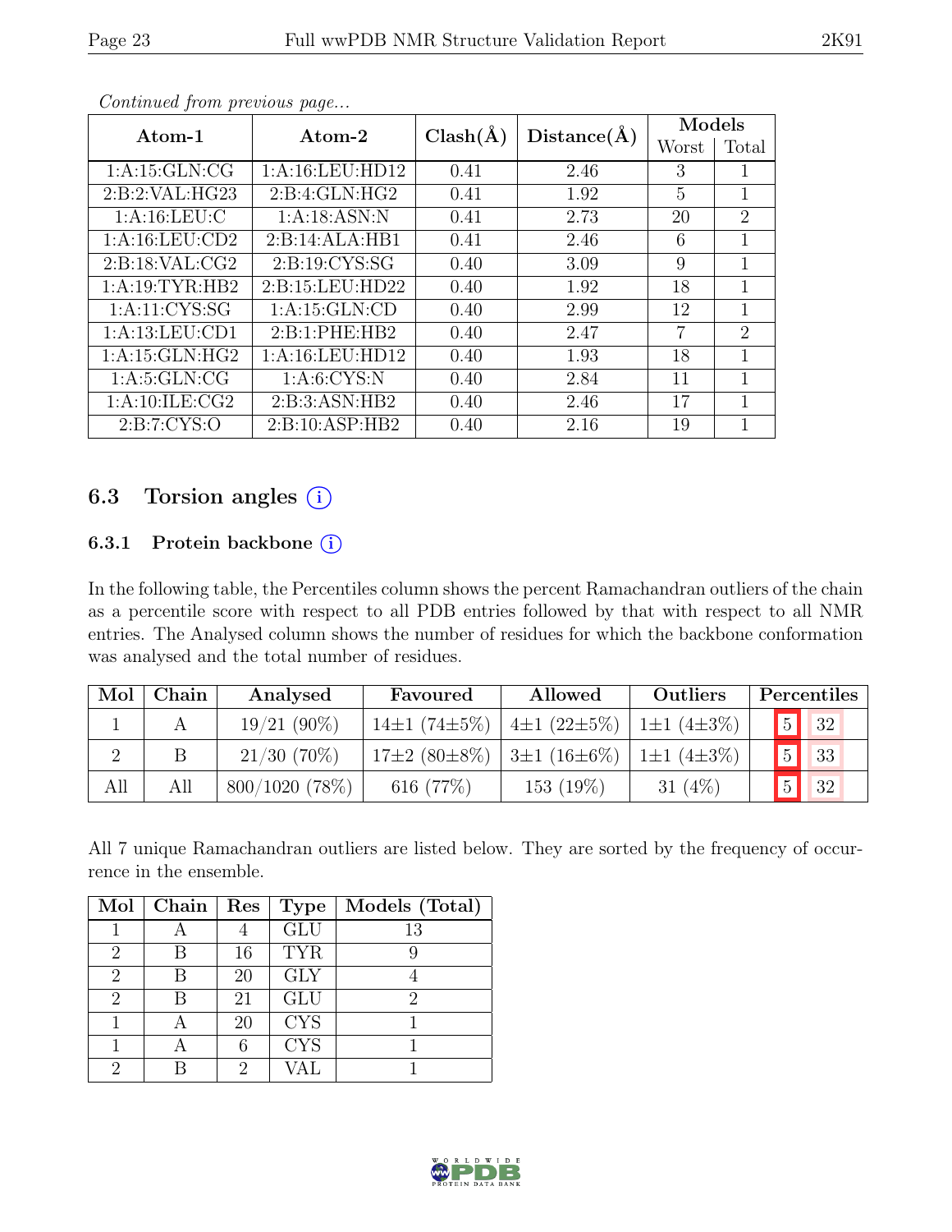*Continued from previous page...*

| Atom-1 | Atom-2 | Clash(Å) | Distance(Å) | Models | |
|---|---|---|---|---|---|
| | | | | Worst | Total |
| 1:A:15:GLN:CG | 1:A:16:LEU:HD12 | 0.41 | 2.46 | 3 | 1 |
| 2:B:2:VAL:HG23 | 2:B:4:GLN:HG2 | 0.41 | 1.92 | 5 | 1 |
| 1:A:16:LEU:C | 1:A:18:ASN:N | 0.41 | 2.73 | 20 | 2 |
| 1:A:16:LEU:CD2 | 2:B:14:ALA:HB1 | 0.41 | 2.46 | 6 | 1 |
| 2:B:18:VAL:CG2 | 2:B:19:CYS:SG | 0.40 | 3.09 | 9 | 1 |
| 1:A:19:TYR:HB2 | 2:B:15:LEU:HD22 | 0.40 | 1.92 | 18 | 1 |
| 1:A:11:CYS:SG | 1:A:15:GLN:CD | 0.40 | 2.99 | 12 | 1 |
| 1:A:13:LEU:CD1 | 2:B:1:PHE:HB2 | 0.40 | 2.47 | 7 | 2 |
| 1:A:15:GLN:HG2 | 1:A:16:LEU:HD12 | 0.40 | 1.93 | 18 | 1 |
| 1:A:5:GLN:CG | 1:A:6:CYS:N | 0.40 | 2.84 | 11 | 1 |
| 1:A:10:ILE:CG2 | 2:B:3:ASN:HB2 | 0.40 | 2.46 | 17 | 1 |
| 2:B:7:CYS:O | 2:B:10:ASP:HB2 | 0.40 | 2.16 | 19 | 1 |

## 6.3 Torsion angles (i)

### 6.3.1 Protein backbone (i)

In the following table, the Percentiles column shows the percent Ramachandran outliers of the chain as a percentile score with respect to all PDB entries followed by that with respect to all NMR entries. The Analysed column shows the number of residues for which the backbone conformation was analysed and the total number of residues.

| Mol | Chain | Analysed | Favoured | Allowed | Outliers | Percentiles | |
|---|---|---|---|---|---|---|---|
| 1 | A | 19/21 (90%) | 14±1 (74±5%) | 4±1 (22±5%) | 1±1 (4±3%) | 5 | 32 |
| 2 | B | 21/30 (70%) | 17±2 (80±8%) | 3±1 (16±6%) | 1±1 (4±3%) | 5 | 33 |
| All | All | 800/1020 (78%) | 616 (77%) | 153 (19%) | 31 (4%) | 5 | 32 |

All 7 unique Ramachandran outliers are listed below. They are sorted by the frequency of occurrence in the ensemble.

| Mol | Chain | Res | Type | Models (Total) |
|---|---|---|---|---|
| 1 | A | 4 | GLU | 13 |
| 2 | B | 16 | TYR | 9 |
| 2 | B | 20 | GLY | 4 |
| 2 | B | 21 | GLU | 2 |
| 1 | A | 20 | CYS | 1 |
| 1 | A | 6 | CYS | 1 |
| 2 | B | 2 | VAL | 1 |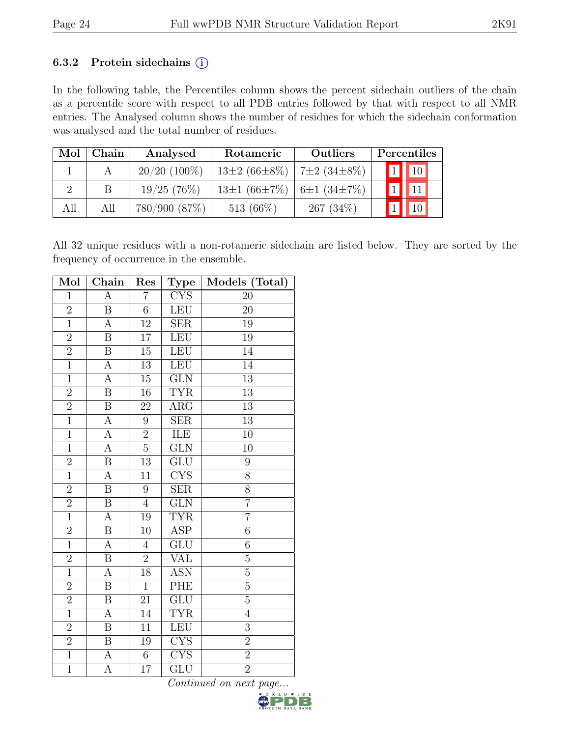### 6.3.2 Protein sidechains (i)

In the following table, the Percentiles column shows the percent sidechain outliers of the chain as a percentile score with respect to all PDB entries followed by that with respect to all NMR entries. The Analysed column shows the number of residues for which the sidechain conformation was analysed and the total number of residues.

| Mol | Chain | Analysed | Rotameric | Outliers | Percentiles | |
|---|---|---|---|---|---|---|
| 1 | A | 20/20 (100%) | 13±2 (66±8%) | 7±2 (34±8%) | 1 | 10 |
| 2 | B | 19/25 (76%) | 13±1 (66±7%) | 6±1 (34±7%) | 1 | 11 |
| All | All | 780/900 (87%) | 513 (66%) | 267 (34%) | 1 | 10 |

All 32 unique residues with a non-rotameric sidechain are listed below. They are sorted by the frequency of occurrence in the ensemble.

| Mol | Chain | Res | Type | Models (Total) |
|---|---|---|---|---|
| 1 | A | 7 | CYS | 20 |
| 2 | B | 6 | LEU | 20 |
| 1 | A | 12 | SER | 19 |
| 2 | B | 17 | LEU | 19 |
| 2 | B | 15 | LEU | 14 |
| 1 | A | 13 | LEU | 14 |
| 1 | A | 15 | GLN | 13 |
| 2 | B | 16 | TYR | 13 |
| 2 | B | 22 | ARG | 13 |
| 1 | A | 9 | SER | 13 |
| 1 | A | 2 | ILE | 10 |
| 1 | A | 5 | GLN | 10 |
| 2 | B | 13 | GLU | 9 |
| 1 | A | 11 | CYS | 8 |
| 2 | B | 9 | SER | 8 |
| 2 | B | 4 | GLN | 7 |
| 1 | A | 19 | TYR | 7 |
| 2 | B | 10 | ASP | 6 |
| 1 | A | 4 | GLU | 6 |
| 2 | B | 2 | VAL | 5 |
| 1 | A | 18 | ASN | 5 |
| 2 | B | 1 | PHE | 5 |
| 2 | B | 21 | GLU | 5 |
| 1 | A | 14 | TYR | 4 |
| 2 | B | 11 | LEU | 3 |
| 2 | B | 19 | CYS | 2 |
| 1 | A | 6 | CYS | 2 |
| 1 | A | 17 | GLU | 2 |

*Continued on next page...*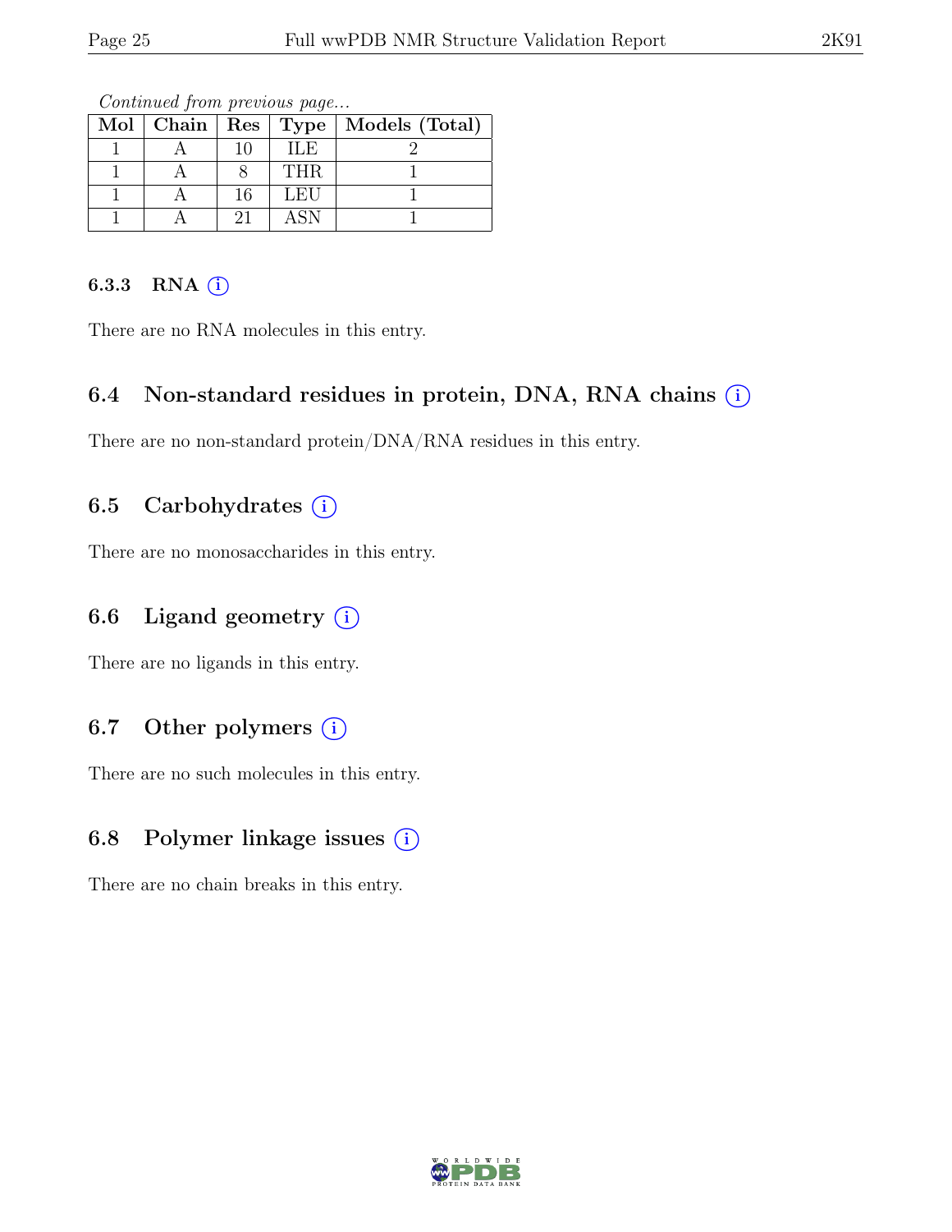*Continued from previous page...*

| Mol | Chain | Res | Type | Models (Total) |
|---|---|---|---|---|
| 1 | A | 10 | ILE | 2 |
| 1 | A | 8 | THR | 1 |
| 1 | A | 16 | LEU | 1 |
| 1 | A | 21 | ASN | 1 |

#### 6.3.3 RNA (i)

There are no RNA molecules in this entry.

### 6.4 Non-standard residues in protein, DNA, RNA chains (i)

There are no non-standard protein/DNA/RNA residues in this entry.

### 6.5 Carbohydrates (i)

There are no monosaccharides in this entry.

### 6.6 Ligand geometry (i)

There are no ligands in this entry.

### 6.7 Other polymers (i)

There are no such molecules in this entry.

### 6.8 Polymer linkage issues (i)

There are no chain breaks in this entry.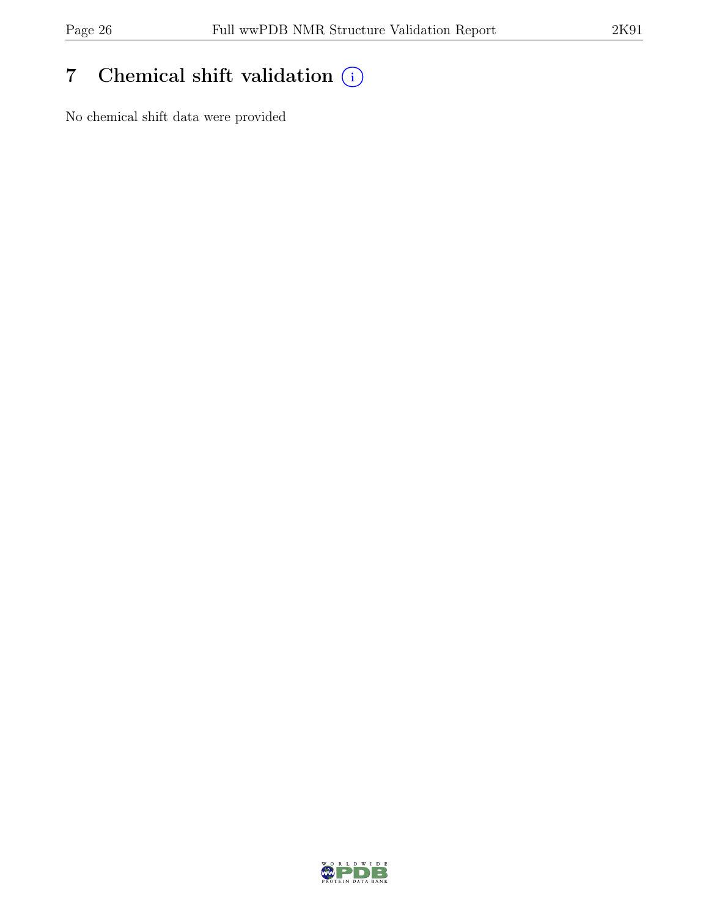# 7 Chemical shift validation

No chemical shift data were provided